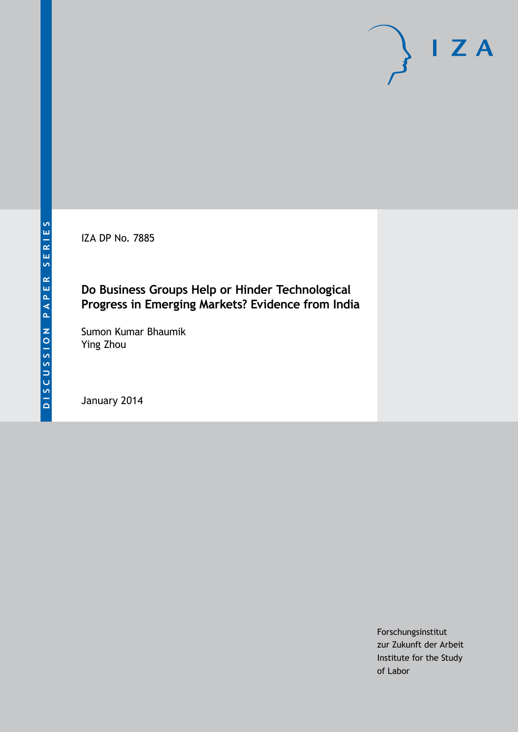DISCUSSION PAPER SERIES

IZA DP No. 7885

# Do Business Groups Help or Hinder Technological Progress in Emerging Markets? Evidence from India

Sumon Kumar Bhaumik
Ying Zhou

January 2014

Forschungsinstitut
zur Zukunft der Arbeit
Institute for the Study
of Labor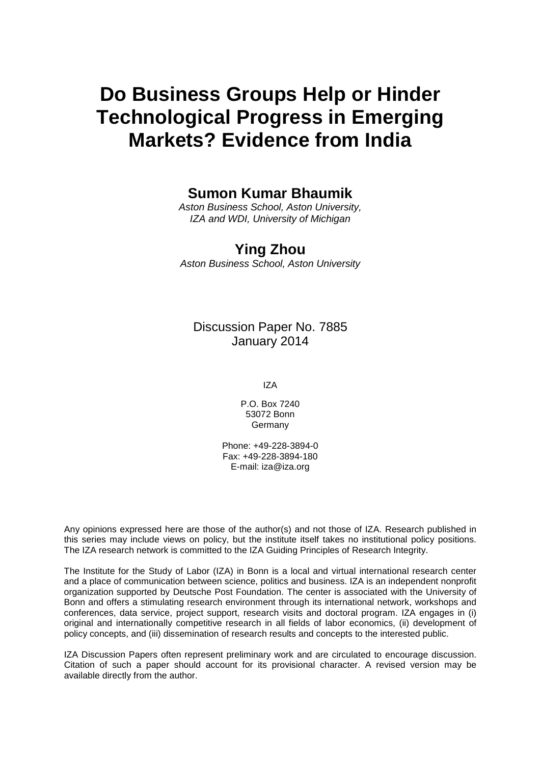# Do Business Groups Help or Hinder Technological Progress in Emerging Markets? Evidence from India

## Sumon Kumar Bhaumik

*Aston Business School, Aston University, IZA and WDI, University of Michigan*

## Ying Zhou

*Aston Business School, Aston University*

Discussion Paper No. 7885
January 2014

IZA

P.O. Box 7240
53072 Bonn
Germany

Phone: +49-228-3894-0
Fax: +49-228-3894-180
E-mail: iza@iza.org

Any opinions expressed here are those of the author(s) and not those of IZA. Research published in this series may include views on policy, but the institute itself takes no institutional policy positions. The IZA research network is committed to the IZA Guiding Principles of Research Integrity.

The Institute for the Study of Labor (IZA) in Bonn is a local and virtual international research center and a place of communication between science, politics and business. IZA is an independent nonprofit organization supported by Deutsche Post Foundation. The center is associated with the University of Bonn and offers a stimulating research environment through its international network, workshops and conferences, data service, project support, research visits and doctoral program. IZA engages in (i) original and internationally competitive research in all fields of labor economics, (ii) development of policy concepts, and (iii) dissemination of research results and concepts to the interested public.

IZA Discussion Papers often represent preliminary work and are circulated to encourage discussion. Citation of such a paper should account for its provisional character. A revised version may be available directly from the author.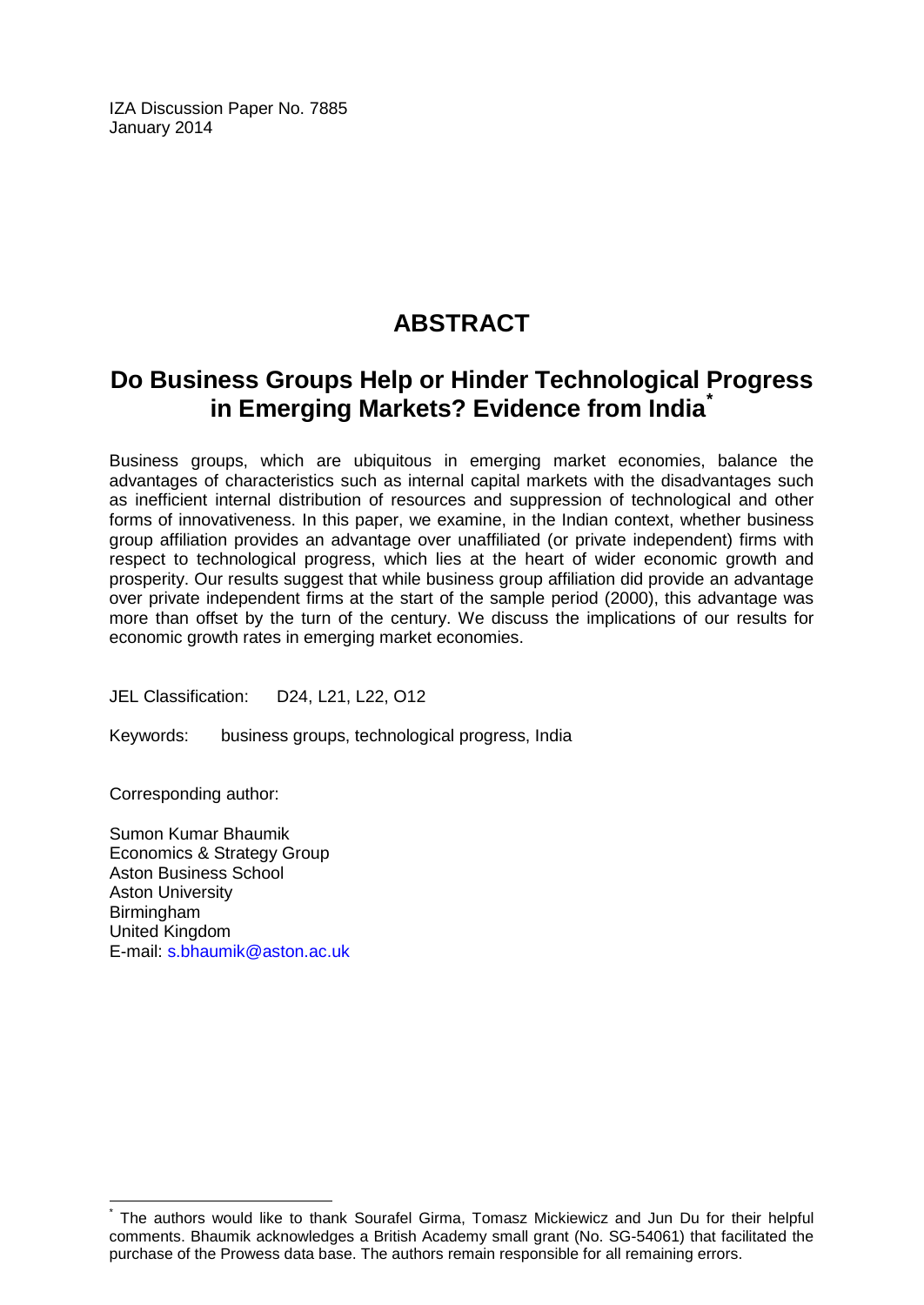IZA Discussion Paper No. 7885
January 2014

# ABSTRACT

## Do Business Groups Help or Hinder Technological Progress in Emerging Markets? Evidence from India*

Business groups, which are ubiquitous in emerging market economies, balance the advantages of characteristics such as internal capital markets with the disadvantages such as inefficient internal distribution of resources and suppression of technological and other forms of innovativeness. In this paper, we examine, in the Indian context, whether business group affiliation provides an advantage over unaffiliated (or private independent) firms with respect to technological progress, which lies at the heart of wider economic growth and prosperity. Our results suggest that while business group affiliation did provide an advantage over private independent firms at the start of the sample period (2000), this advantage was more than offset by the turn of the century. We discuss the implications of our results for economic growth rates in emerging market economies.

JEL Classification: D24, L21, L22, O12

Keywords: business groups, technological progress, India

Corresponding author:

Sumon Kumar Bhaumik
Economics & Strategy Group
Aston Business School
Aston University
Birmingham
United Kingdom
E-mail: s.bhaumik@aston.ac.uk

---

* The authors would like to thank Sourafel Girma, Tomasz Mickiewicz and Jun Du for their helpful comments. Bhaumik acknowledges a British Academy small grant (No. SG-54061) that facilitated the purchase of the Prowess data base. The authors remain responsible for all remaining errors.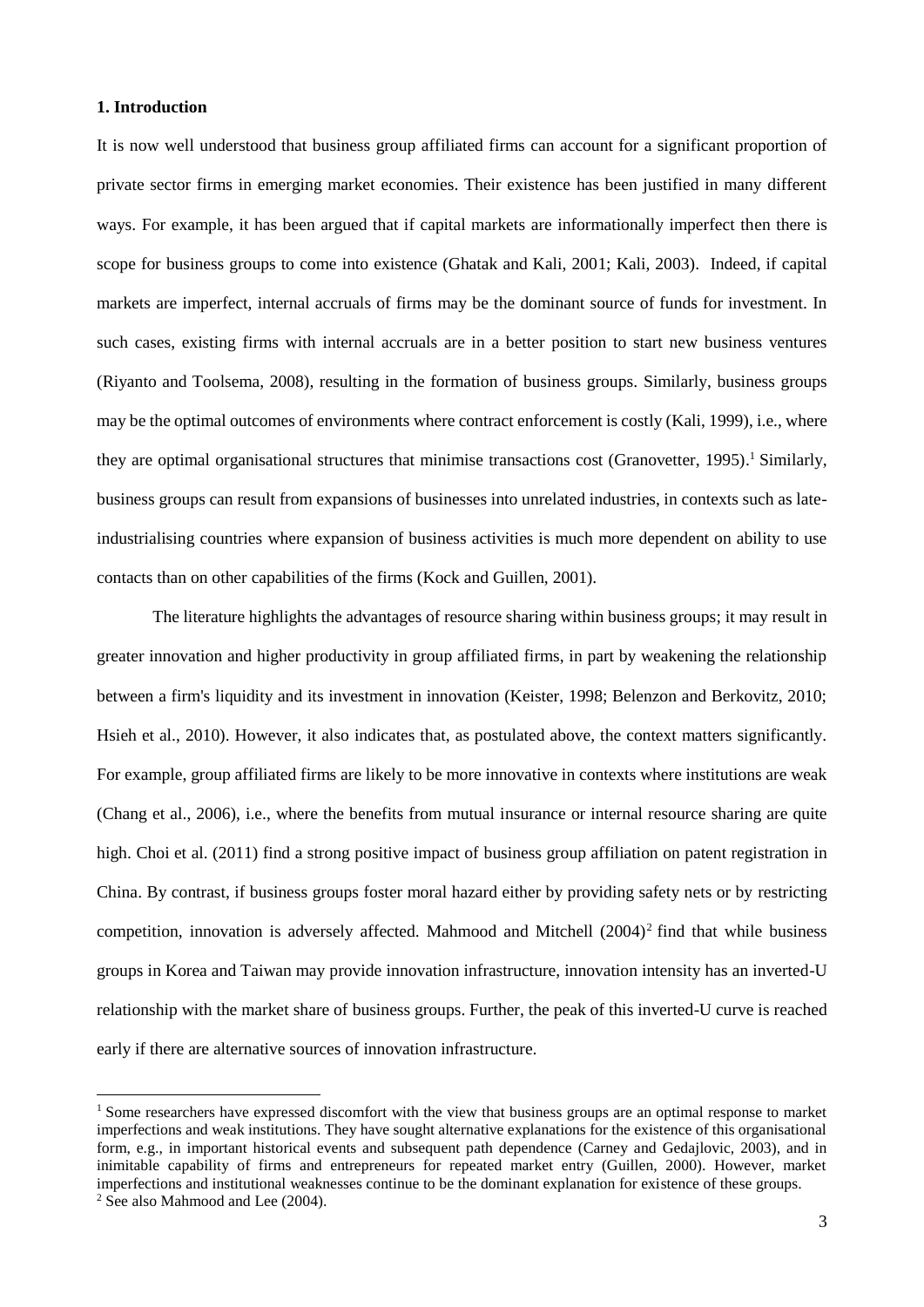## 1. Introduction

It is now well understood that business group affiliated firms can account for a significant proportion of private sector firms in emerging market economies. Their existence has been justified in many different ways. For example, it has been argued that if capital markets are informationally imperfect then there is scope for business groups to come into existence (Ghatak and Kali, 2001; Kali, 2003). Indeed, if capital markets are imperfect, internal accruals of firms may be the dominant source of funds for investment. In such cases, existing firms with internal accruals are in a better position to start new business ventures (Riyanto and Toolsema, 2008), resulting in the formation of business groups. Similarly, business groups may be the optimal outcomes of environments where contract enforcement is costly (Kali, 1999), i.e., where they are optimal organisational structures that minimise transactions cost (Granovetter, 1995).[1] Similarly, business groups can result from expansions of businesses into unrelated industries, in contexts such as late-industrialising countries where expansion of business activities is much more dependent on ability to use contacts than on other capabilities of the firms (Kock and Guillen, 2001).

The literature highlights the advantages of resource sharing within business groups; it may result in greater innovation and higher productivity in group affiliated firms, in part by weakening the relationship between a firm's liquidity and its investment in innovation (Keister, 1998; Belenzon and Berkovitz, 2010; Hsieh et al., 2010). However, it also indicates that, as postulated above, the context matters significantly. For example, group affiliated firms are likely to be more innovative in contexts where institutions are weak (Chang et al., 2006), i.e., where the benefits from mutual insurance or internal resource sharing are quite high. Choi et al. (2011) find a strong positive impact of business group affiliation on patent registration in China. By contrast, if business groups foster moral hazard either by providing safety nets or by restricting competition, innovation is adversely affected. Mahmood and Mitchell (2004)[2] find that while business groups in Korea and Taiwan may provide innovation infrastructure, innovation intensity has an inverted-U relationship with the market share of business groups. Further, the peak of this inverted-U curve is reached early if there are alternative sources of innovation infrastructure.

[1] Some researchers have expressed discomfort with the view that business groups are an optimal response to market imperfections and weak institutions. They have sought alternative explanations for the existence of this organisational form, e.g., in important historical events and subsequent path dependence (Carney and Gedajlovic, 2003), and in inimitable capability of firms and entrepreneurs for repeated market entry (Guillen, 2000). However, market imperfections and institutional weaknesses continue to be the dominant explanation for existence of these groups.

[2] See also Mahmood and Lee (2004).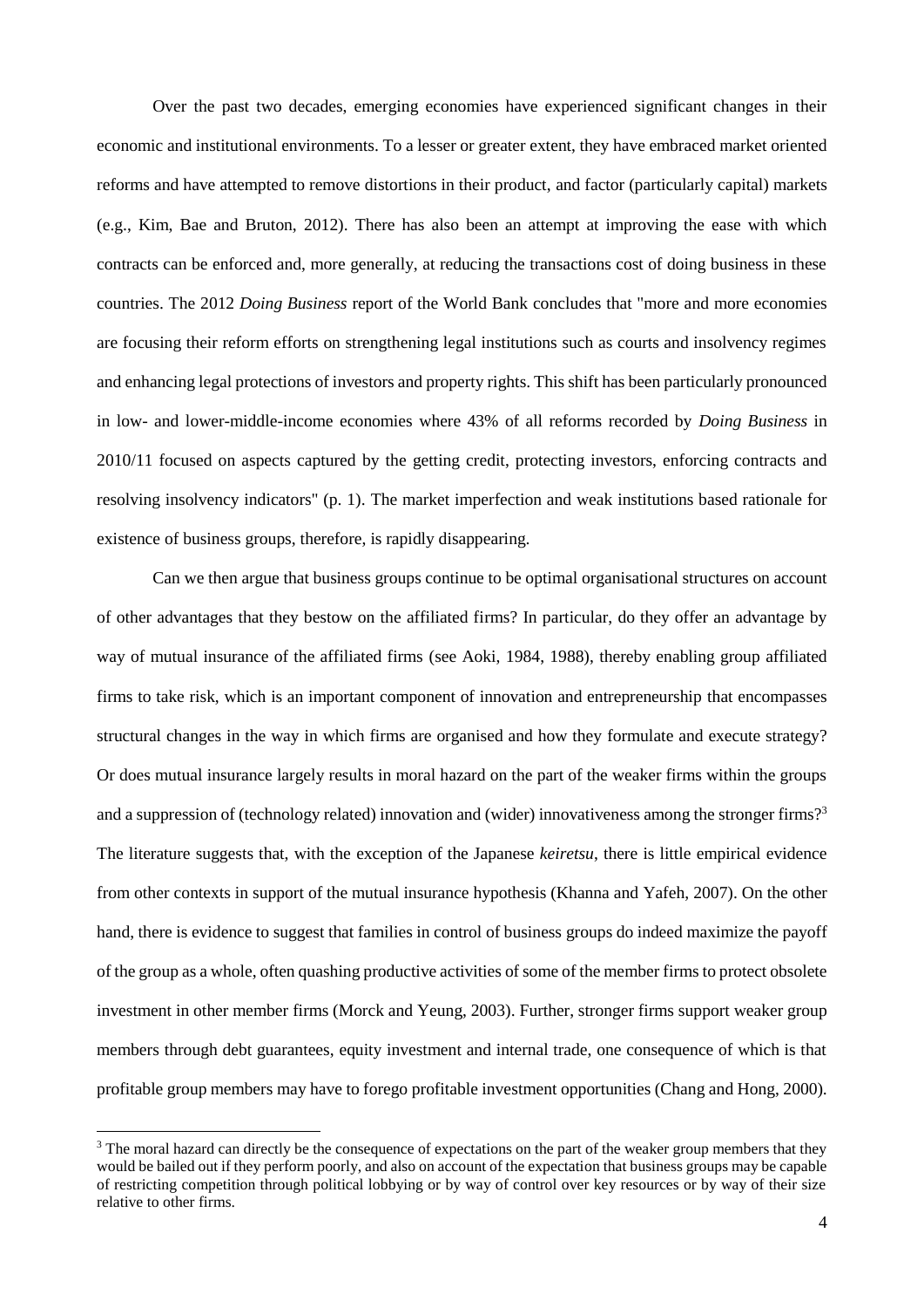Over the past two decades, emerging economies have experienced significant changes in their economic and institutional environments. To a lesser or greater extent, they have embraced market oriented reforms and have attempted to remove distortions in their product, and factor (particularly capital) markets (e.g., Kim, Bae and Bruton, 2012). There has also been an attempt at improving the ease with which contracts can be enforced and, more generally, at reducing the transactions cost of doing business in these countries. The 2012 *Doing Business* report of the World Bank concludes that "more and more economies are focusing their reform efforts on strengthening legal institutions such as courts and insolvency regimes and enhancing legal protections of investors and property rights. This shift has been particularly pronounced in low- and lower-middle-income economies where 43% of all reforms recorded by *Doing Business* in 2010/11 focused on aspects captured by the getting credit, protecting investors, enforcing contracts and resolving insolvency indicators" (p. 1). The market imperfection and weak institutions based rationale for existence of business groups, therefore, is rapidly disappearing.

Can we then argue that business groups continue to be optimal organisational structures on account of other advantages that they bestow on the affiliated firms? In particular, do they offer an advantage by way of mutual insurance of the affiliated firms (see Aoki, 1984, 1988), thereby enabling group affiliated firms to take risk, which is an important component of innovation and entrepreneurship that encompasses structural changes in the way in which firms are organised and how they formulate and execute strategy? Or does mutual insurance largely results in moral hazard on the part of the weaker firms within the groups and a suppression of (technology related) innovation and (wider) innovativeness among the stronger firms?[3] The literature suggests that, with the exception of the Japanese *keiretsu*, there is little empirical evidence from other contexts in support of the mutual insurance hypothesis (Khanna and Yafeh, 2007). On the other hand, there is evidence to suggest that families in control of business groups do indeed maximize the payoff of the group as a whole, often quashing productive activities of some of the member firms to protect obsolete investment in other member firms (Morck and Yeung, 2003). Further, stronger firms support weaker group members through debt guarantees, equity investment and internal trade, one consequence of which is that profitable group members may have to forego profitable investment opportunities (Chang and Hong, 2000).

[3] The moral hazard can directly be the consequence of expectations on the part of the weaker group members that they would be bailed out if they perform poorly, and also on account of the expectation that business groups may be capable of restricting competition through political lobbying or by way of control over key resources or by way of their size relative to other firms.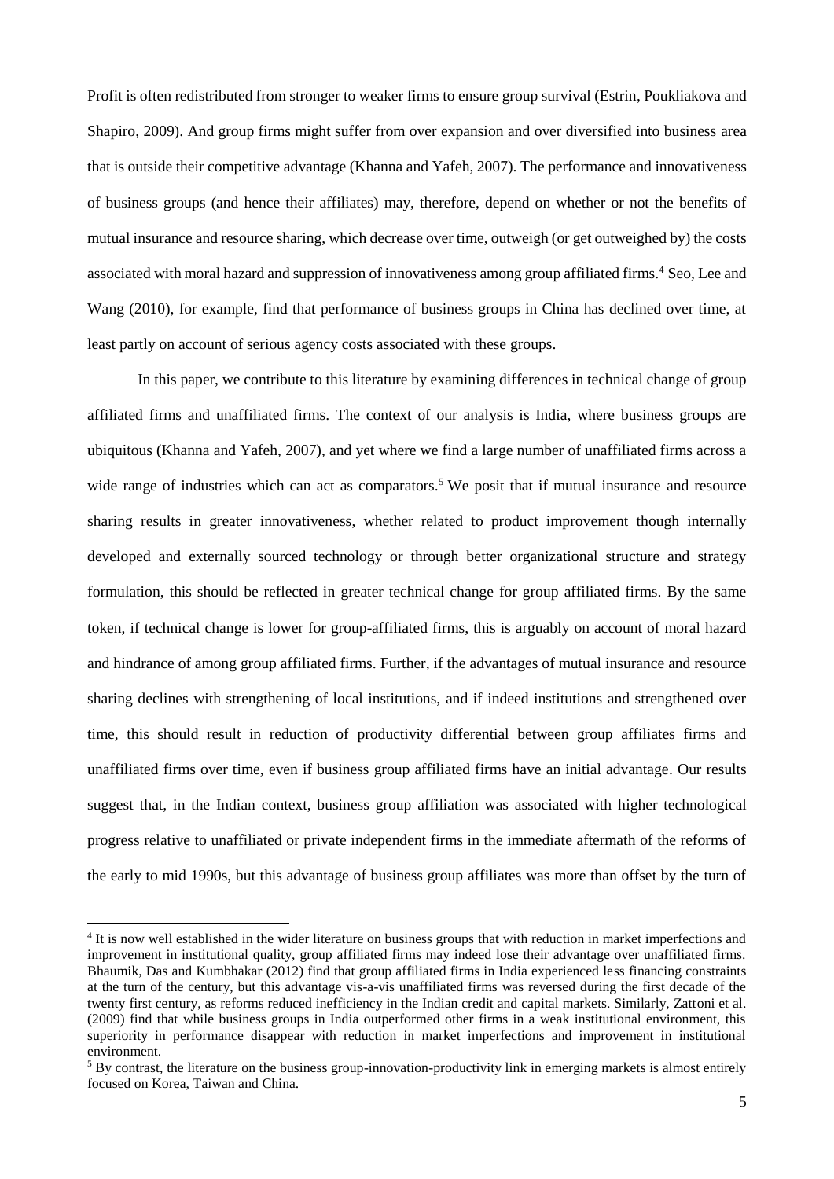Profit is often redistributed from stronger to weaker firms to ensure group survival (Estrin, Poukliakova and Shapiro, 2009). And group firms might suffer from over expansion and over diversified into business area that is outside their competitive advantage (Khanna and Yafeh, 2007). The performance and innovativeness of business groups (and hence their affiliates) may, therefore, depend on whether or not the benefits of mutual insurance and resource sharing, which decrease over time, outweigh (or get outweighed by) the costs associated with moral hazard and suppression of innovativeness among group affiliated firms.[4] Seo, Lee and Wang (2010), for example, find that performance of business groups in China has declined over time, at least partly on account of serious agency costs associated with these groups.

In this paper, we contribute to this literature by examining differences in technical change of group affiliated firms and unaffiliated firms. The context of our analysis is India, where business groups are ubiquitous (Khanna and Yafeh, 2007), and yet where we find a large number of unaffiliated firms across a wide range of industries which can act as comparators.[5] We posit that if mutual insurance and resource sharing results in greater innovativeness, whether related to product improvement though internally developed and externally sourced technology or through better organizational structure and strategy formulation, this should be reflected in greater technical change for group affiliated firms. By the same token, if technical change is lower for group-affiliated firms, this is arguably on account of moral hazard and hindrance of among group affiliated firms. Further, if the advantages of mutual insurance and resource sharing declines with strengthening of local institutions, and if indeed institutions and strengthened over time, this should result in reduction of productivity differential between group affiliates firms and unaffiliated firms over time, even if business group affiliated firms have an initial advantage. Our results suggest that, in the Indian context, business group affiliation was associated with higher technological progress relative to unaffiliated or private independent firms in the immediate aftermath of the reforms of the early to mid 1990s, but this advantage of business group affiliates was more than offset by the turn of

[4] It is now well established in the wider literature on business groups that with reduction in market imperfections and improvement in institutional quality, group affiliated firms may indeed lose their advantage over unaffiliated firms. Bhaumik, Das and Kumbhakar (2012) find that group affiliated firms in India experienced less financing constraints at the turn of the century, but this advantage vis-a-vis unaffiliated firms was reversed during the first decade of the twenty first century, as reforms reduced inefficiency in the Indian credit and capital markets. Similarly, Zattoni et al. (2009) find that while business groups in India outperformed other firms in a weak institutional environment, this superiority in performance disappear with reduction in market imperfections and improvement in institutional environment.

[5] By contrast, the literature on the business group-innovation-productivity link in emerging markets is almost entirely focused on Korea, Taiwan and China.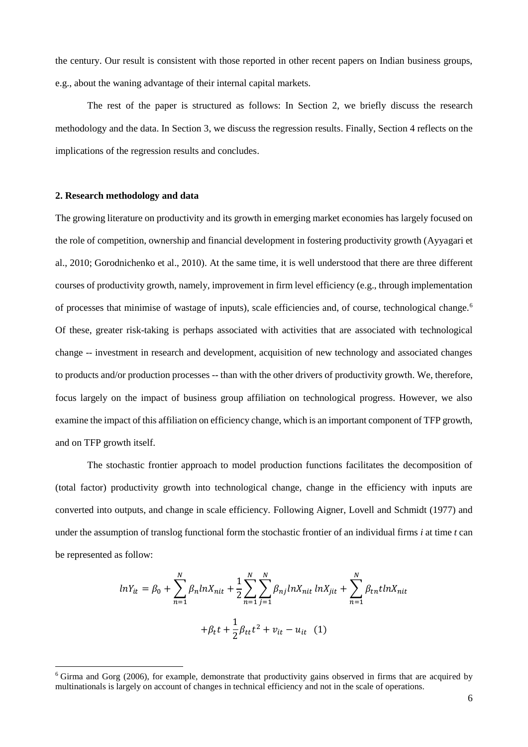the century. Our result is consistent with those reported in other recent papers on Indian business groups, e.g., about the waning advantage of their internal capital markets.

The rest of the paper is structured as follows: In Section 2, we briefly discuss the research methodology and the data. In Section 3, we discuss the regression results. Finally, Section 4 reflects on the implications of the regression results and concludes.

## 2. Research methodology and data

The growing literature on productivity and its growth in emerging market economies has largely focused on the role of competition, ownership and financial development in fostering productivity growth (Ayyagari et al., 2010; Gorodnichenko et al., 2010). At the same time, it is well understood that there are three different courses of productivity growth, namely, improvement in firm level efficiency (e.g., through implementation of processes that minimise of wastage of inputs), scale efficiencies and, of course, technological change.[6] Of these, greater risk-taking is perhaps associated with activities that are associated with technological change -- investment in research and development, acquisition of new technology and associated changes to products and/or production processes -- than with the other drivers of productivity growth. We, therefore, focus largely on the impact of business group affiliation on technological progress. However, we also examine the impact of this affiliation on efficiency change, which is an important component of TFP growth, and on TFP growth itself.

The stochastic frontier approach to model production functions facilitates the decomposition of (total factor) productivity growth into technological change, change in the efficiency with inputs are converted into outputs, and change in scale efficiency. Following Aigner, Lovell and Schmidt (1977) and under the assumption of translog functional form the stochastic frontier of an individual firms *i* at time *t* can be represented as follow:

$$lnY_{it} = \beta_0 + \sum_{n=1}^{N} \beta_n lnX_{nit} + \frac{1}{2}\sum_{n=1}^{N}\sum_{j=1}^{N} \beta_{nj} lnX_{nit}\, lnX_{jit} + \sum_{n=1}^{N} \beta_{tn} t lnX_{nit}$$

$$+\beta_t t + \frac{1}{2}\beta_{tt} t^2 + v_{it} - u_{it} \quad (1)$$

[6] Girma and Gorg (2006), for example, demonstrate that productivity gains observed in firms that are acquired by multinationals is largely on account of changes in technical efficiency and not in the scale of operations.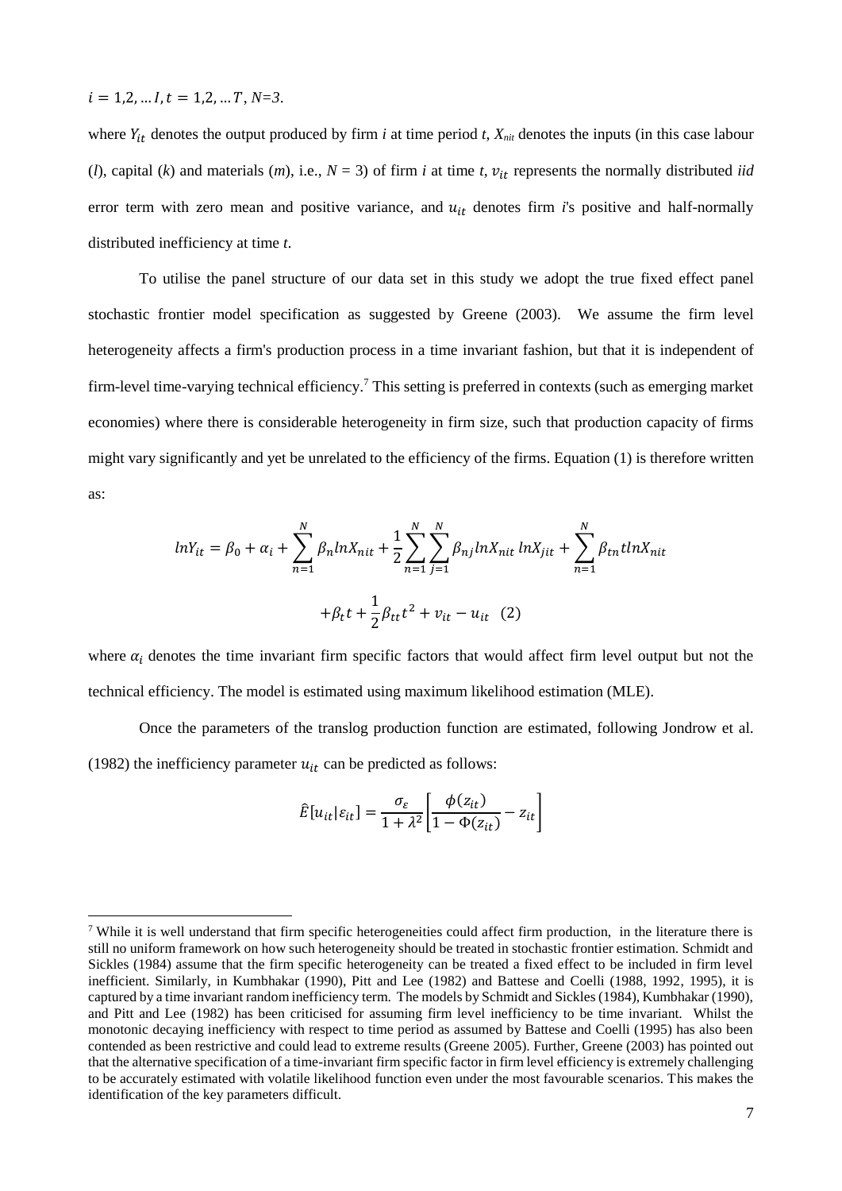$i = 1,2, \dots I, t = 1,2, \dots T$, $N$=3.

where $Y_{it}$ denotes the output produced by firm *i* at time period *t*, $X_{nit}$ denotes the inputs (in this case labour (*l*), capital (*k*) and materials (*m*), i.e., $N = 3$) of firm *i* at time *t*, $v_{it}$ represents the normally distributed *iid* error term with zero mean and positive variance, and $u_{it}$ denotes firm *i*'s positive and half-normally distributed inefficiency at time *t*.

To utilise the panel structure of our data set in this study we adopt the true fixed effect panel stochastic frontier model specification as suggested by Greene (2003). We assume the firm level heterogeneity affects a firm's production process in a time invariant fashion, but that it is independent of firm-level time-varying technical efficiency.[7] This setting is preferred in contexts (such as emerging market economies) where there is considerable heterogeneity in firm size, such that production capacity of firms might vary significantly and yet be unrelated to the efficiency of the firms. Equation (1) is therefore written as:

$$lnY_{it} = \beta_0 + \alpha_i + \sum_{n=1}^{N} \beta_n lnX_{nit} + \frac{1}{2}\sum_{n=1}^{N}\sum_{j=1}^{N} \beta_{nj} lnX_{nit}\, lnX_{jit} + \sum_{n=1}^{N} \beta_{tn} t lnX_{nit}$$

$$+\beta_t t + \frac{1}{2}\beta_{tt} t^2 + v_{it} - u_{it} \quad (2)$$

where $\alpha_i$ denotes the time invariant firm specific factors that would affect firm level output but not the technical efficiency. The model is estimated using maximum likelihood estimation (MLE).

Once the parameters of the translog production function are estimated, following Jondrow et al. (1982) the inefficiency parameter $u_{it}$ can be predicted as follows:

$$\hat{E}[u_{it}|\varepsilon_{it}] = \frac{\sigma_\varepsilon}{1+\lambda^2}\left[\frac{\phi(z_{it})}{1-\Phi(z_{it})} - z_{it}\right]$$

---

[7] While it is well understand that firm specific heterogeneities could affect firm production, in the literature there is still no uniform framework on how such heterogeneity should be treated in stochastic frontier estimation. Schmidt and Sickles (1984) assume that the firm specific heterogeneity can be treated a fixed effect to be included in firm level inefficient. Similarly, in Kumbhakar (1990), Pitt and Lee (1982) and Battese and Coelli (1988, 1992, 1995), it is captured by a time invariant random inefficiency term. The models by Schmidt and Sickles (1984), Kumbhakar (1990), and Pitt and Lee (1982) has been criticised for assuming firm level inefficiency to be time invariant. Whilst the monotonic decaying inefficiency with respect to time period as assumed by Battese and Coelli (1995) has also been contended as been restrictive and could lead to extreme results (Greene 2005). Further, Greene (2003) has pointed out that the alternative specification of a time-invariant firm specific factor in firm level efficiency is extremely challenging to be accurately estimated with volatile likelihood function even under the most favourable scenarios. This makes the identification of the key parameters difficult.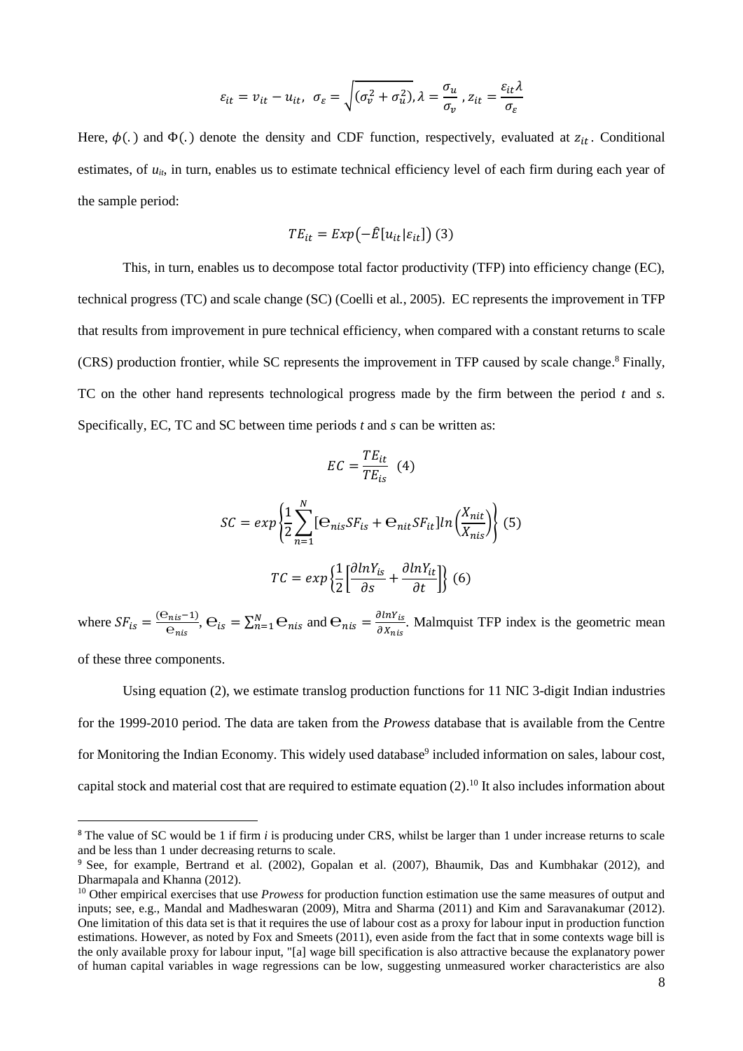$$\varepsilon_{it} = v_{it} - u_{it},\ \ \sigma_{\varepsilon} = \sqrt{(\sigma_v^2 + \sigma_u^2)}, \lambda = \frac{\sigma_u}{\sigma_v}\ , z_{it} = \frac{\varepsilon_{it}\lambda}{\sigma_{\varepsilon}}$$

Here, $\phi(.)$ and $\Phi(.)$ denote the density and CDF function, respectively, evaluated at $z_{it}$. Conditional estimates, of $u_{it}$, in turn, enables us to estimate technical efficiency level of each firm during each year of the sample period:

$$TE_{it} = Exp\left(-\hat{E}[u_{it}|\varepsilon_{it}]\right) \ (3)$$

This, in turn, enables us to decompose total factor productivity (TFP) into efficiency change (EC), technical progress (TC) and scale change (SC) (Coelli et al., 2005). EC represents the improvement in TFP that results from improvement in pure technical efficiency, when compared with a constant returns to scale (CRS) production frontier, while SC represents the improvement in TFP caused by scale change.[8] Finally, TC on the other hand represents technological progress made by the firm between the period *t* and *s*. Specifically, EC, TC and SC between time periods *t* and *s* can be written as:

$$EC = \frac{TE_{it}}{TE_{is}} \ \ (4)$$

$$SC = exp\left\{\frac{1}{2}\sum_{n=1}^{N}[\text{e}_{nis}SF_{is} + \text{e}_{nit}SF_{it}]ln\left(\frac{X_{nit}}{X_{nis}}\right)\right\} \ (5)$$

$$TC = exp\left\{\frac{1}{2}\left[\frac{\partial lnY_{is}}{\partial s} + \frac{\partial lnY_{it}}{\partial t}\right]\right\} \ (6)$$

where $SF_{is} = \frac{(\text{e}_{nis}-1)}{\text{e}_{nis}}$, $\text{e}_{is} = \sum_{n=1}^{N}\text{e}_{nis}$ and $\text{e}_{nis} = \frac{\partial lnY_{is}}{\partial X_{nis}}$. Malmquist TFP index is the geometric mean of these three components.

Using equation (2), we estimate translog production functions for 11 NIC 3-digit Indian industries for the 1999-2010 period. The data are taken from the *Prowess* database that is available from the Centre for Monitoring the Indian Economy. This widely used database[9] included information on sales, labour cost, capital stock and material cost that are required to estimate equation (2).[10] It also includes information about

---

[8] The value of SC would be 1 if firm *i* is producing under CRS, whilst be larger than 1 under increase returns to scale and be less than 1 under decreasing returns to scale.

[9] See, for example, Bertrand et al. (2002), Gopalan et al. (2007), Bhaumik, Das and Kumbhakar (2012), and Dharmapala and Khanna (2012).

[10] Other empirical exercises that use *Prowess* for production function estimation use the same measures of output and inputs; see, e.g., Mandal and Madheswaran (2009), Mitra and Sharma (2011) and Kim and Saravanakumar (2012). One limitation of this data set is that it requires the use of labour cost as a proxy for labour input in production function estimations. However, as noted by Fox and Smeets (2011), even aside from the fact that in some contexts wage bill is the only available proxy for labour input, "[a] wage bill specification is also attractive because the explanatory power of human capital variables in wage regressions can be low, suggesting unmeasured worker characteristics are also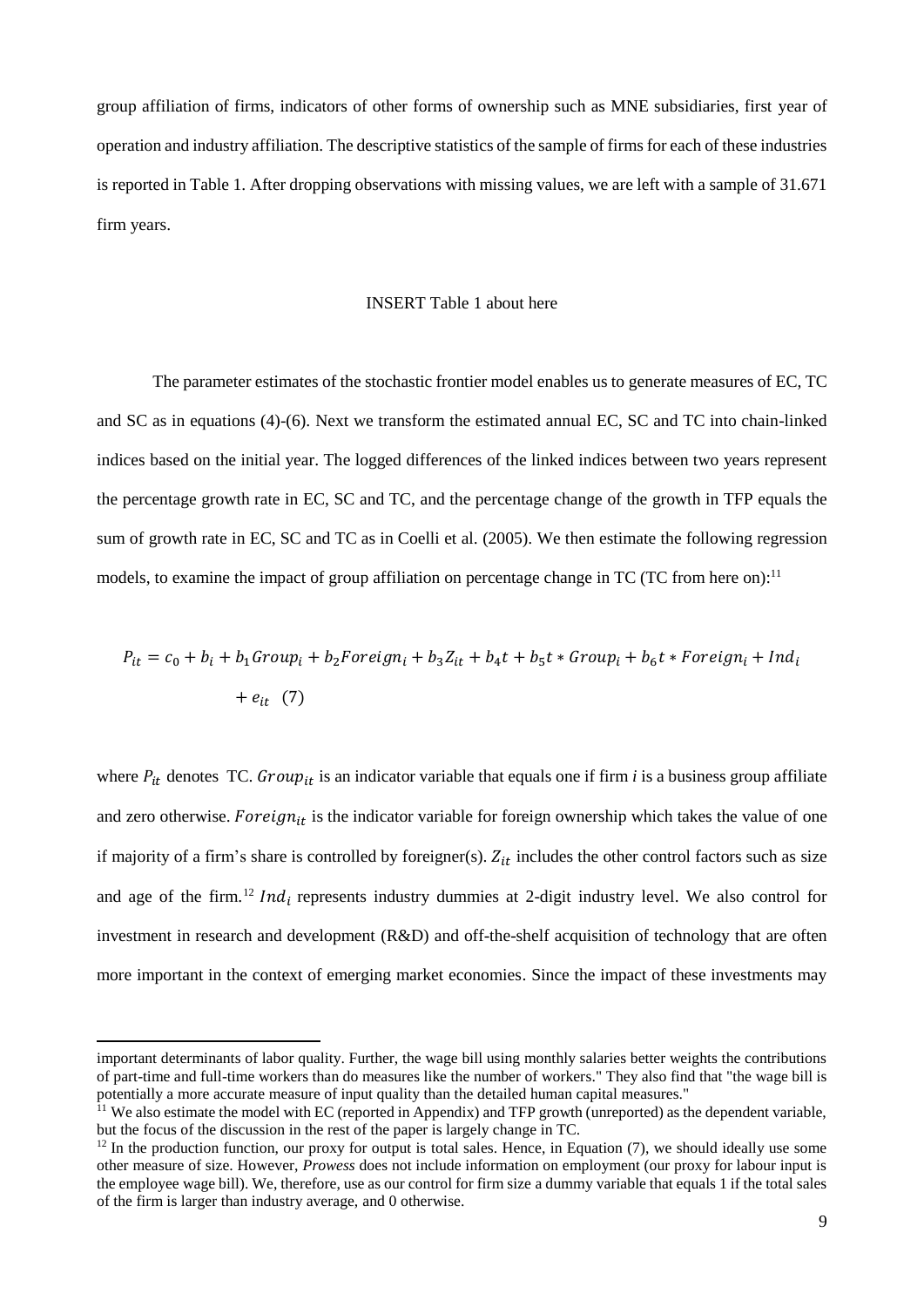group affiliation of firms, indicators of other forms of ownership such as MNE subsidiaries, first year of operation and industry affiliation. The descriptive statistics of the sample of firms for each of these industries is reported in Table 1. After dropping observations with missing values, we are left with a sample of 31.671 firm years.

INSERT Table 1 about here

The parameter estimates of the stochastic frontier model enables us to generate measures of EC, TC and SC as in equations (4)-(6). Next we transform the estimated annual EC, SC and TC into chain-linked indices based on the initial year. The logged differences of the linked indices between two years represent the percentage growth rate in EC, SC and TC, and the percentage change of the growth in TFP equals the sum of growth rate in EC, SC and TC as in Coelli et al. (2005). We then estimate the following regression models, to examine the impact of group affiliation on percentage change in TC (TC from here on):[11]

$$P_{it} = c_0 + b_i + b_1 Group_i + b_2 Foreign_i + b_3 Z_{it} + b_4 t + b_5 t * Group_i + b_6 t * Foreign_i + Ind_i + e_{it} \quad (7)$$

where $P_{it}$ denotes TC. $Group_{it}$ is an indicator variable that equals one if firm *i* is a business group affiliate and zero otherwise. $Foreign_{it}$ is the indicator variable for foreign ownership which takes the value of one if majority of a firm's share is controlled by foreigner(s). $Z_{it}$ includes the other control factors such as size and age of the firm.[12] $Ind_i$ represents industry dummies at 2-digit industry level. We also control for investment in research and development (R&D) and off-the-shelf acquisition of technology that are often more important in the context of emerging market economies. Since the impact of these investments may

---

important determinants of labor quality. Further, the wage bill using monthly salaries better weights the contributions of part-time and full-time workers than do measures like the number of workers." They also find that "the wage bill is potentially a more accurate measure of input quality than the detailed human capital measures."

[11] We also estimate the model with EC (reported in Appendix) and TFP growth (unreported) as the dependent variable, but the focus of the discussion in the rest of the paper is largely change in TC.

[12] In the production function, our proxy for output is total sales. Hence, in Equation (7), we should ideally use some other measure of size. However, *Prowess* does not include information on employment (our proxy for labour input is the employee wage bill). We, therefore, use as our control for firm size a dummy variable that equals 1 if the total sales of the firm is larger than industry average, and 0 otherwise.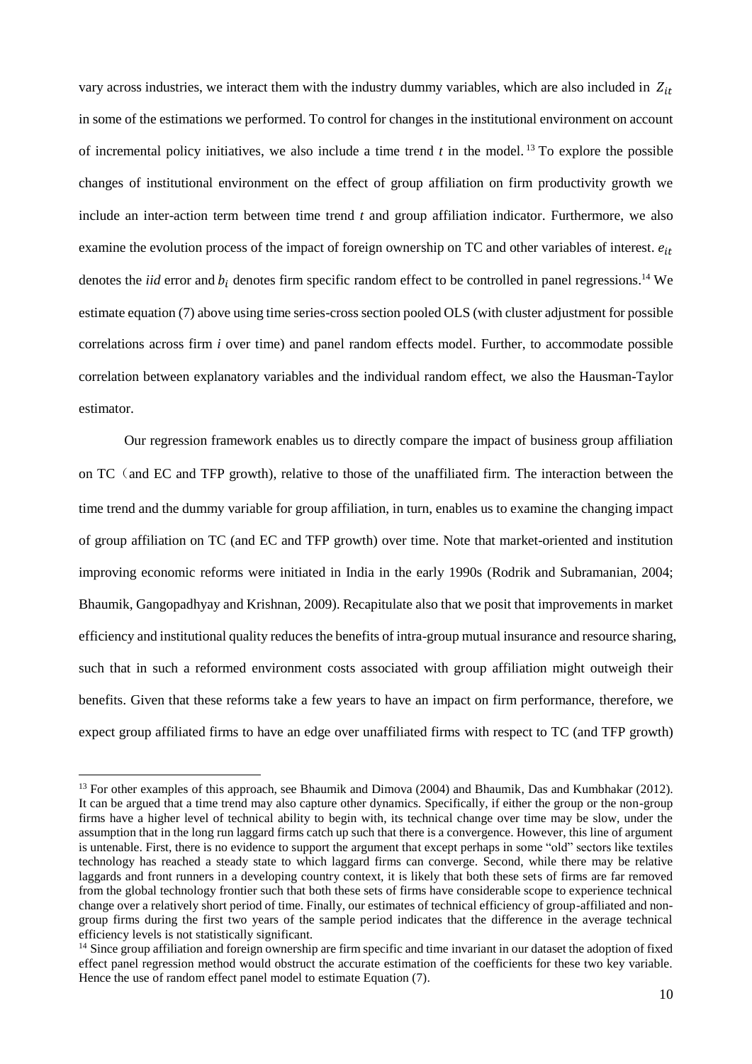vary across industries, we interact them with the industry dummy variables, which are also included in $Z_{it}$ in some of the estimations we performed. To control for changes in the institutional environment on account of incremental policy initiatives, we also include a time trend *t* in the model. [13] To explore the possible changes of institutional environment on the effect of group affiliation on firm productivity growth we include an inter-action term between time trend *t* and group affiliation indicator. Furthermore, we also examine the evolution process of the impact of foreign ownership on TC and other variables of interest. $e_{it}$ denotes the *iid* error and $b_i$ denotes firm specific random effect to be controlled in panel regressions.[14] We estimate equation (7) above using time series-cross section pooled OLS (with cluster adjustment for possible correlations across firm *i* over time) and panel random effects model. Further, to accommodate possible correlation between explanatory variables and the individual random effect, we also the Hausman-Taylor estimator.

Our regression framework enables us to directly compare the impact of business group affiliation on TC（and EC and TFP growth), relative to those of the unaffiliated firm. The interaction between the time trend and the dummy variable for group affiliation, in turn, enables us to examine the changing impact of group affiliation on TC (and EC and TFP growth) over time. Note that market-oriented and institution improving economic reforms were initiated in India in the early 1990s (Rodrik and Subramanian, 2004; Bhaumik, Gangopadhyay and Krishnan, 2009). Recapitulate also that we posit that improvements in market efficiency and institutional quality reduces the benefits of intra-group mutual insurance and resource sharing, such that in such a reformed environment costs associated with group affiliation might outweigh their benefits. Given that these reforms take a few years to have an impact on firm performance, therefore, we expect group affiliated firms to have an edge over unaffiliated firms with respect to TC (and TFP growth)

[13] For other examples of this approach, see Bhaumik and Dimova (2004) and Bhaumik, Das and Kumbhakar (2012). It can be argued that a time trend may also capture other dynamics. Specifically, if either the group or the non-group firms have a higher level of technical ability to begin with, its technical change over time may be slow, under the assumption that in the long run laggard firms catch up such that there is a convergence. However, this line of argument is untenable. First, there is no evidence to support the argument that except perhaps in some "old" sectors like textiles technology has reached a steady state to which laggard firms can converge. Second, while there may be relative laggards and front runners in a developing country context, it is likely that both these sets of firms are far removed from the global technology frontier such that both these sets of firms have considerable scope to experience technical change over a relatively short period of time. Finally, our estimates of technical efficiency of group-affiliated and non-group firms during the first two years of the sample period indicates that the difference in the average technical efficiency levels is not statistically significant.

[14] Since group affiliation and foreign ownership are firm specific and time invariant in our dataset the adoption of fixed effect panel regression method would obstruct the accurate estimation of the coefficients for these two key variable. Hence the use of random effect panel model to estimate Equation (7).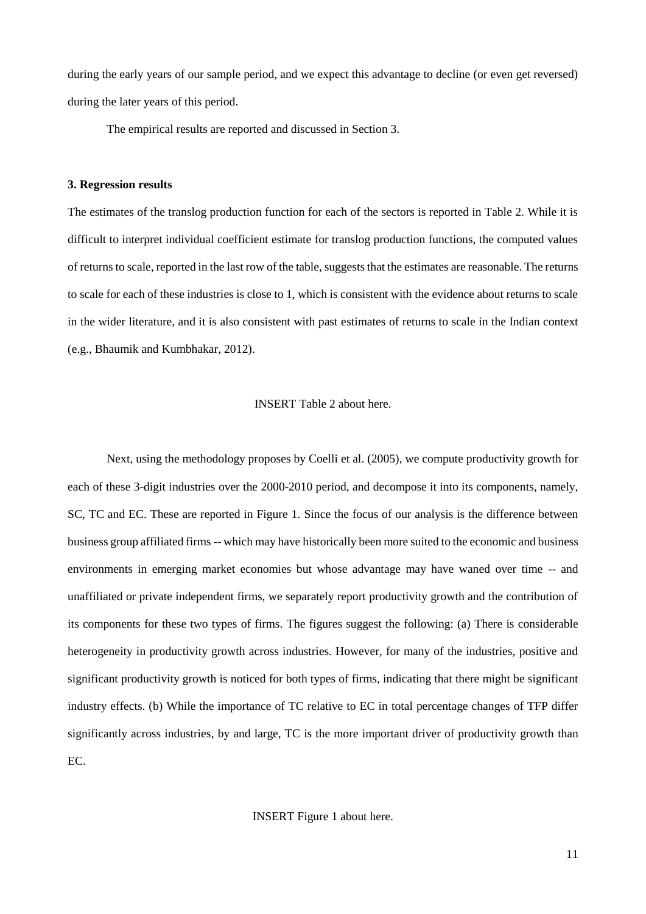during the early years of our sample period, and we expect this advantage to decline (or even get reversed) during the later years of this period.

The empirical results are reported and discussed in Section 3.

### 3. Regression results

The estimates of the translog production function for each of the sectors is reported in Table 2. While it is difficult to interpret individual coefficient estimate for translog production functions, the computed values of returns to scale, reported in the last row of the table, suggests that the estimates are reasonable. The returns to scale for each of these industries is close to 1, which is consistent with the evidence about returns to scale in the wider literature, and it is also consistent with past estimates of returns to scale in the Indian context (e.g., Bhaumik and Kumbhakar, 2012).

INSERT Table 2 about here.

Next, using the methodology proposes by Coelli et al. (2005), we compute productivity growth for each of these 3-digit industries over the 2000-2010 period, and decompose it into its components, namely, SC, TC and EC. These are reported in Figure 1. Since the focus of our analysis is the difference between business group affiliated firms -- which may have historically been more suited to the economic and business environments in emerging market economies but whose advantage may have waned over time -- and unaffiliated or private independent firms, we separately report productivity growth and the contribution of its components for these two types of firms. The figures suggest the following: (a) There is considerable heterogeneity in productivity growth across industries. However, for many of the industries, positive and significant productivity growth is noticed for both types of firms, indicating that there might be significant industry effects. (b) While the importance of TC relative to EC in total percentage changes of TFP differ significantly across industries, by and large, TC is the more important driver of productivity growth than EC.

INSERT Figure 1 about here.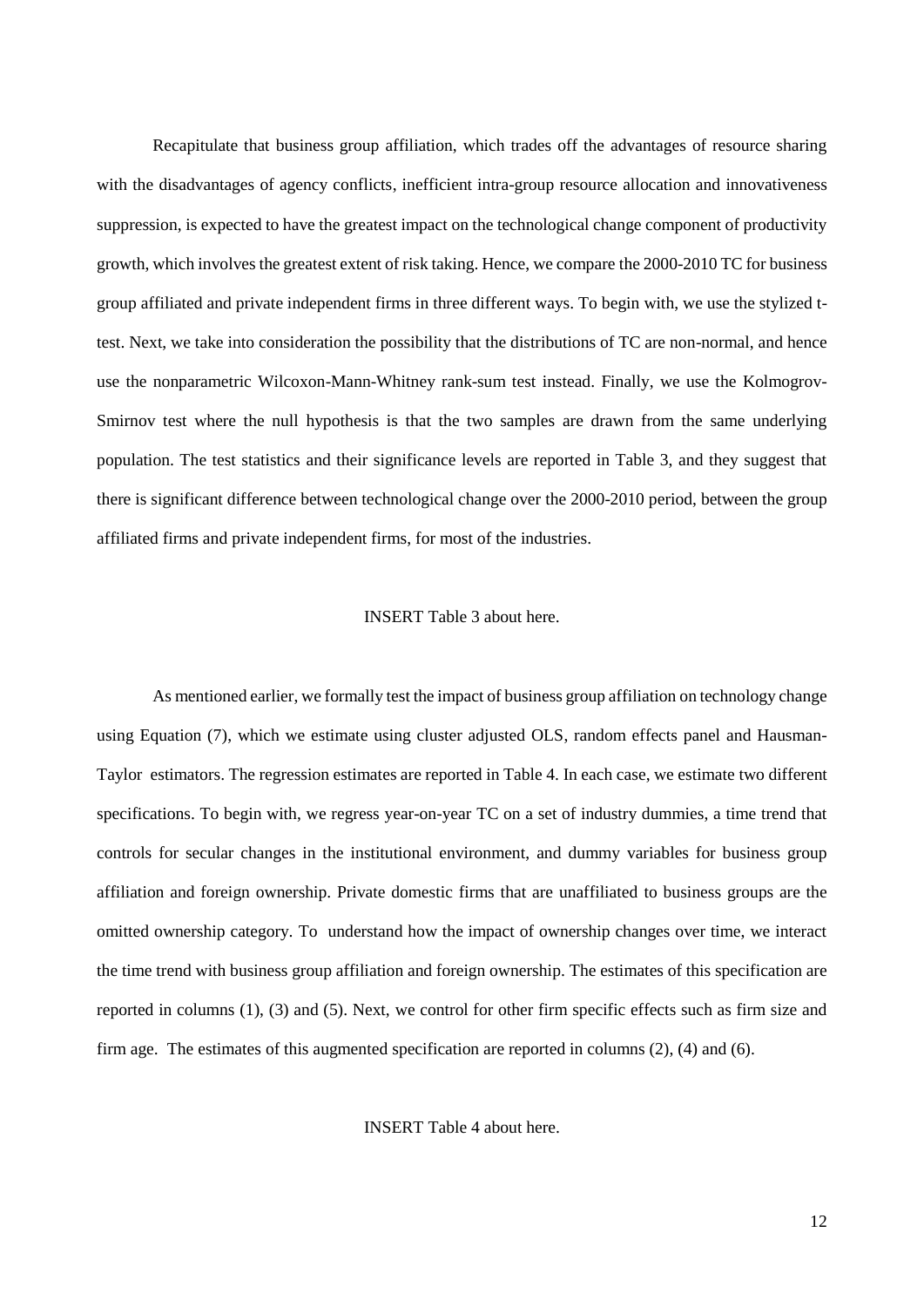Recapitulate that business group affiliation, which trades off the advantages of resource sharing with the disadvantages of agency conflicts, inefficient intra-group resource allocation and innovativeness suppression, is expected to have the greatest impact on the technological change component of productivity growth, which involves the greatest extent of risk taking. Hence, we compare the 2000-2010 TC for business group affiliated and private independent firms in three different ways. To begin with, we use the stylized t-test. Next, we take into consideration the possibility that the distributions of TC are non-normal, and hence use the nonparametric Wilcoxon-Mann-Whitney rank-sum test instead. Finally, we use the Kolmogrov-Smirnov test where the null hypothesis is that the two samples are drawn from the same underlying population. The test statistics and their significance levels are reported in Table 3, and they suggest that there is significant difference between technological change over the 2000-2010 period, between the group affiliated firms and private independent firms, for most of the industries.

INSERT Table 3 about here.

As mentioned earlier, we formally test the impact of business group affiliation on technology change using Equation (7), which we estimate using cluster adjusted OLS, random effects panel and Hausman-Taylor estimators. The regression estimates are reported in Table 4. In each case, we estimate two different specifications. To begin with, we regress year-on-year TC on a set of industry dummies, a time trend that controls for secular changes in the institutional environment, and dummy variables for business group affiliation and foreign ownership. Private domestic firms that are unaffiliated to business groups are the omitted ownership category. To understand how the impact of ownership changes over time, we interact the time trend with business group affiliation and foreign ownership. The estimates of this specification are reported in columns (1), (3) and (5). Next, we control for other firm specific effects such as firm size and firm age. The estimates of this augmented specification are reported in columns (2), (4) and (6).

INSERT Table 4 about here.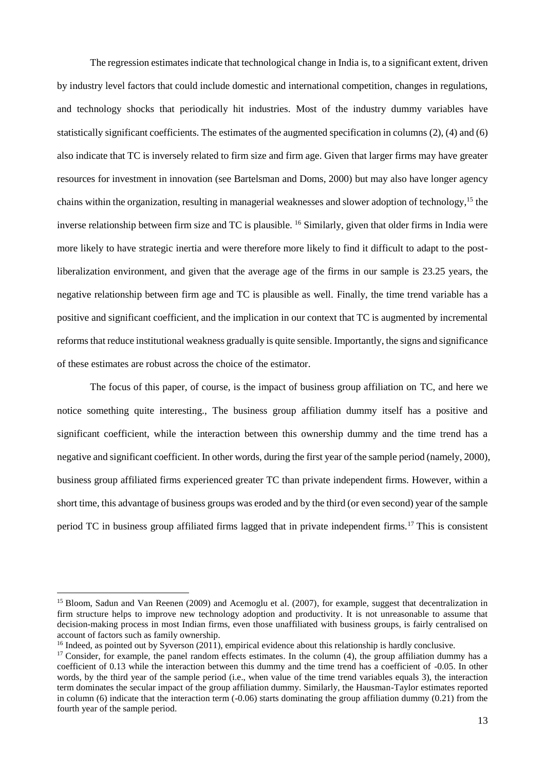The regression estimates indicate that technological change in India is, to a significant extent, driven by industry level factors that could include domestic and international competition, changes in regulations, and technology shocks that periodically hit industries. Most of the industry dummy variables have statistically significant coefficients. The estimates of the augmented specification in columns (2), (4) and (6) also indicate that TC is inversely related to firm size and firm age. Given that larger firms may have greater resources for investment in innovation (see Bartelsman and Doms, 2000) but may also have longer agency chains within the organization, resulting in managerial weaknesses and slower adoption of technology,[15] the inverse relationship between firm size and TC is plausible. [16] Similarly, given that older firms in India were more likely to have strategic inertia and were therefore more likely to find it difficult to adapt to the post-liberalization environment, and given that the average age of the firms in our sample is 23.25 years, the negative relationship between firm age and TC is plausible as well. Finally, the time trend variable has a positive and significant coefficient, and the implication in our context that TC is augmented by incremental reforms that reduce institutional weakness gradually is quite sensible. Importantly, the signs and significance of these estimates are robust across the choice of the estimator.

The focus of this paper, of course, is the impact of business group affiliation on TC, and here we notice something quite interesting., The business group affiliation dummy itself has a positive and significant coefficient, while the interaction between this ownership dummy and the time trend has a negative and significant coefficient. In other words, during the first year of the sample period (namely, 2000), business group affiliated firms experienced greater TC than private independent firms. However, within a short time, this advantage of business groups was eroded and by the third (or even second) year of the sample period TC in business group affiliated firms lagged that in private independent firms.[17] This is consistent

---

[15] Bloom, Sadun and Van Reenen (2009) and Acemoglu et al. (2007), for example, suggest that decentralization in firm structure helps to improve new technology adoption and productivity. It is not unreasonable to assume that decision-making process in most Indian firms, even those unaffiliated with business groups, is fairly centralised on account of factors such as family ownership.

[16] Indeed, as pointed out by Syverson (2011), empirical evidence about this relationship is hardly conclusive.

[17] Consider, for example, the panel random effects estimates. In the column (4), the group affiliation dummy has a coefficient of 0.13 while the interaction between this dummy and the time trend has a coefficient of -0.05. In other words, by the third year of the sample period (i.e., when value of the time trend variables equals 3), the interaction term dominates the secular impact of the group affiliation dummy. Similarly, the Hausman-Taylor estimates reported in column (6) indicate that the interaction term (-0.06) starts dominating the group affiliation dummy (0.21) from the fourth year of the sample period.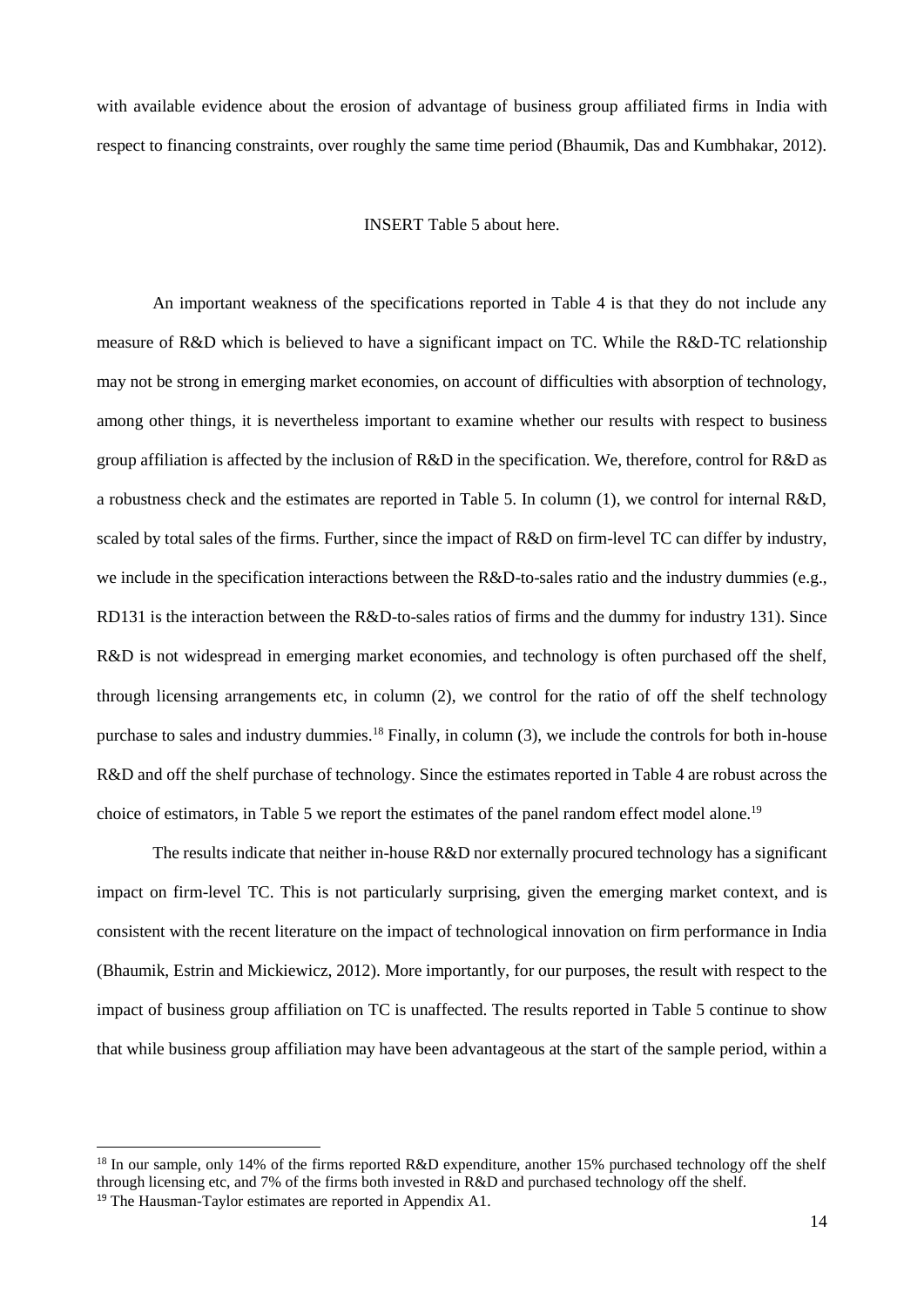with available evidence about the erosion of advantage of business group affiliated firms in India with respect to financing constraints, over roughly the same time period (Bhaumik, Das and Kumbhakar, 2012).

INSERT Table 5 about here.

An important weakness of the specifications reported in Table 4 is that they do not include any measure of R&D which is believed to have a significant impact on TC. While the R&D-TC relationship may not be strong in emerging market economies, on account of difficulties with absorption of technology, among other things, it is nevertheless important to examine whether our results with respect to business group affiliation is affected by the inclusion of R&D in the specification. We, therefore, control for R&D as a robustness check and the estimates are reported in Table 5. In column (1), we control for internal R&D, scaled by total sales of the firms. Further, since the impact of R&D on firm-level TC can differ by industry, we include in the specification interactions between the R&D-to-sales ratio and the industry dummies (e.g., RD131 is the interaction between the R&D-to-sales ratios of firms and the dummy for industry 131). Since R&D is not widespread in emerging market economies, and technology is often purchased off the shelf, through licensing arrangements etc, in column (2), we control for the ratio of off the shelf technology purchase to sales and industry dummies.[18] Finally, in column (3), we include the controls for both in-house R&D and off the shelf purchase of technology. Since the estimates reported in Table 4 are robust across the choice of estimators, in Table 5 we report the estimates of the panel random effect model alone.[19]

The results indicate that neither in-house R&D nor externally procured technology has a significant impact on firm-level TC. This is not particularly surprising, given the emerging market context, and is consistent with the recent literature on the impact of technological innovation on firm performance in India (Bhaumik, Estrin and Mickiewicz, 2012). More importantly, for our purposes, the result with respect to the impact of business group affiliation on TC is unaffected. The results reported in Table 5 continue to show that while business group affiliation may have been advantageous at the start of the sample period, within a

[18] In our sample, only 14% of the firms reported R&D expenditure, another 15% purchased technology off the shelf through licensing etc, and 7% of the firms both invested in R&D and purchased technology off the shelf.

[19] The Hausman-Taylor estimates are reported in Appendix A1.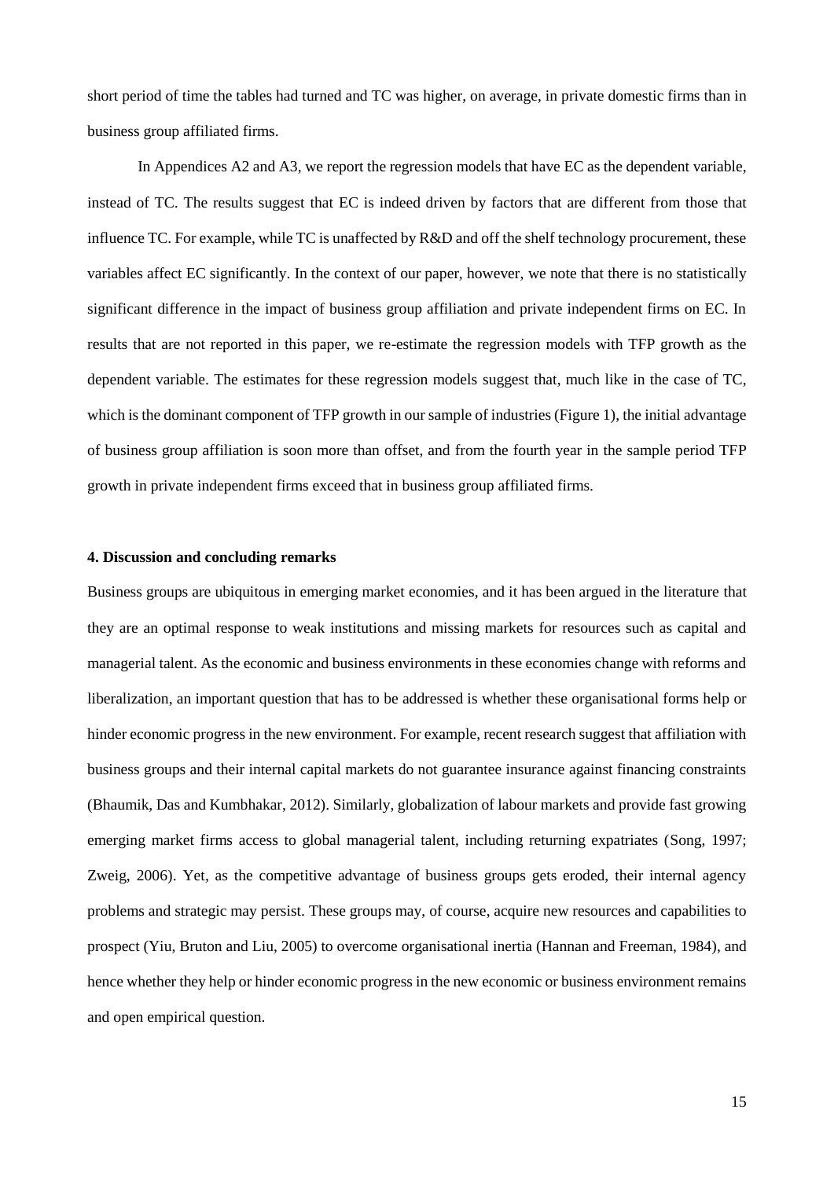short period of time the tables had turned and TC was higher, on average, in private domestic firms than in business group affiliated firms.

In Appendices A2 and A3, we report the regression models that have EC as the dependent variable, instead of TC. The results suggest that EC is indeed driven by factors that are different from those that influence TC. For example, while TC is unaffected by R&D and off the shelf technology procurement, these variables affect EC significantly. In the context of our paper, however, we note that there is no statistically significant difference in the impact of business group affiliation and private independent firms on EC. In results that are not reported in this paper, we re-estimate the regression models with TFP growth as the dependent variable. The estimates for these regression models suggest that, much like in the case of TC, which is the dominant component of TFP growth in our sample of industries (Figure 1), the initial advantage of business group affiliation is soon more than offset, and from the fourth year in the sample period TFP growth in private independent firms exceed that in business group affiliated firms.

### 4. Discussion and concluding remarks

Business groups are ubiquitous in emerging market economies, and it has been argued in the literature that they are an optimal response to weak institutions and missing markets for resources such as capital and managerial talent. As the economic and business environments in these economies change with reforms and liberalization, an important question that has to be addressed is whether these organisational forms help or hinder economic progress in the new environment. For example, recent research suggest that affiliation with business groups and their internal capital markets do not guarantee insurance against financing constraints (Bhaumik, Das and Kumbhakar, 2012). Similarly, globalization of labour markets and provide fast growing emerging market firms access to global managerial talent, including returning expatriates (Song, 1997; Zweig, 2006). Yet, as the competitive advantage of business groups gets eroded, their internal agency problems and strategic may persist. These groups may, of course, acquire new resources and capabilities to prospect (Yiu, Bruton and Liu, 2005) to overcome organisational inertia (Hannan and Freeman, 1984), and hence whether they help or hinder economic progress in the new economic or business environment remains and open empirical question.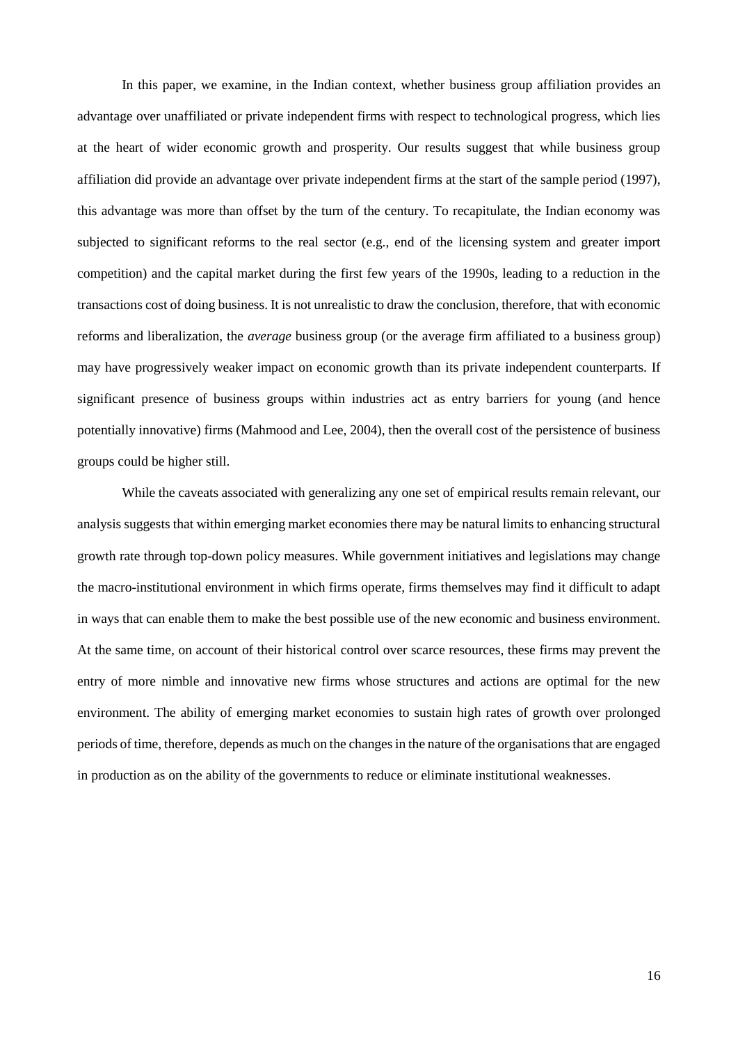In this paper, we examine, in the Indian context, whether business group affiliation provides an advantage over unaffiliated or private independent firms with respect to technological progress, which lies at the heart of wider economic growth and prosperity. Our results suggest that while business group affiliation did provide an advantage over private independent firms at the start of the sample period (1997), this advantage was more than offset by the turn of the century. To recapitulate, the Indian economy was subjected to significant reforms to the real sector (e.g., end of the licensing system and greater import competition) and the capital market during the first few years of the 1990s, leading to a reduction in the transactions cost of doing business. It is not unrealistic to draw the conclusion, therefore, that with economic reforms and liberalization, the *average* business group (or the average firm affiliated to a business group) may have progressively weaker impact on economic growth than its private independent counterparts. If significant presence of business groups within industries act as entry barriers for young (and hence potentially innovative) firms (Mahmood and Lee, 2004), then the overall cost of the persistence of business groups could be higher still.

While the caveats associated with generalizing any one set of empirical results remain relevant, our analysis suggests that within emerging market economies there may be natural limits to enhancing structural growth rate through top-down policy measures. While government initiatives and legislations may change the macro-institutional environment in which firms operate, firms themselves may find it difficult to adapt in ways that can enable them to make the best possible use of the new economic and business environment. At the same time, on account of their historical control over scarce resources, these firms may prevent the entry of more nimble and innovative new firms whose structures and actions are optimal for the new environment. The ability of emerging market economies to sustain high rates of growth over prolonged periods of time, therefore, depends as much on the changes in the nature of the organisations that are engaged in production as on the ability of the governments to reduce or eliminate institutional weaknesses.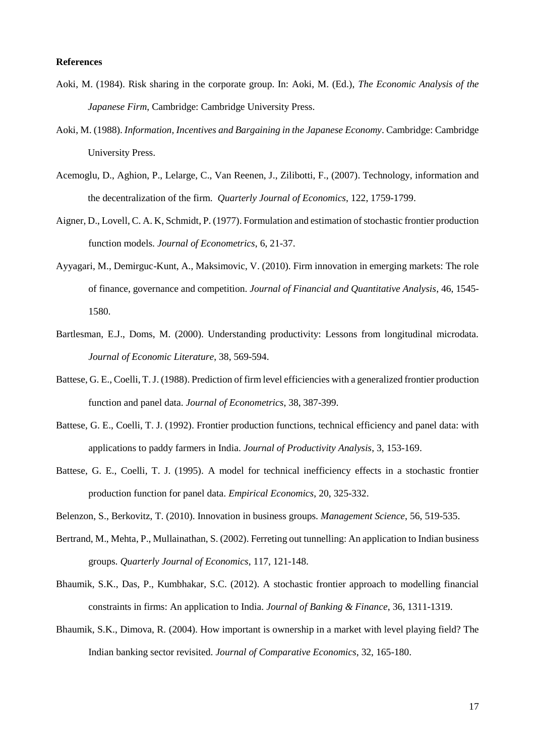**References**

Aoki, M. (1984). Risk sharing in the corporate group. In: Aoki, M. (Ed.), *The Economic Analysis of the Japanese Firm*, Cambridge: Cambridge University Press.

Aoki, M. (1988). *Information, Incentives and Bargaining in the Japanese Economy*. Cambridge: Cambridge University Press.

Acemoglu, D., Aghion, P., Lelarge, C., Van Reenen, J., Zilibotti, F., (2007). Technology, information and the decentralization of the firm. *Quarterly Journal of Economics*, 122, 1759-1799.

Aigner, D., Lovell, C. A. K, Schmidt, P. (1977). Formulation and estimation of stochastic frontier production function models. *Journal of Econometrics*, 6, 21-37.

Ayyagari, M., Demirguc-Kunt, A., Maksimovic, V. (2010). Firm innovation in emerging markets: The role of finance, governance and competition. *Journal of Financial and Quantitative Analysis*, 46, 1545-1580.

Bartlesman, E.J., Doms, M. (2000). Understanding productivity: Lessons from longitudinal microdata. *Journal of Economic Literature*, 38, 569-594.

Battese, G. E., Coelli, T. J. (1988). Prediction of firm level efficiencies with a generalized frontier production function and panel data. *Journal of Econometrics*, 38, 387-399.

Battese, G. E., Coelli, T. J. (1992). Frontier production functions, technical efficiency and panel data: with applications to paddy farmers in India. *Journal of Productivity Analysis*, 3, 153-169.

Battese, G. E., Coelli, T. J. (1995). A model for technical inefficiency effects in a stochastic frontier production function for panel data. *Empirical Economics*, 20, 325-332.

Belenzon, S., Berkovitz, T. (2010). Innovation in business groups. *Management Science*, 56, 519-535.

Bertrand, M., Mehta, P., Mullainathan, S. (2002). Ferreting out tunnelling: An application to Indian business groups. *Quarterly Journal of Economics*, 117, 121-148.

Bhaumik, S.K., Das, P., Kumbhakar, S.C. (2012). A stochastic frontier approach to modelling financial constraints in firms: An application to India. *Journal of Banking & Finance*, 36, 1311-1319.

Bhaumik, S.K., Dimova, R. (2004). How important is ownership in a market with level playing field? The Indian banking sector revisited. *Journal of Comparative Economics*, 32, 165-180.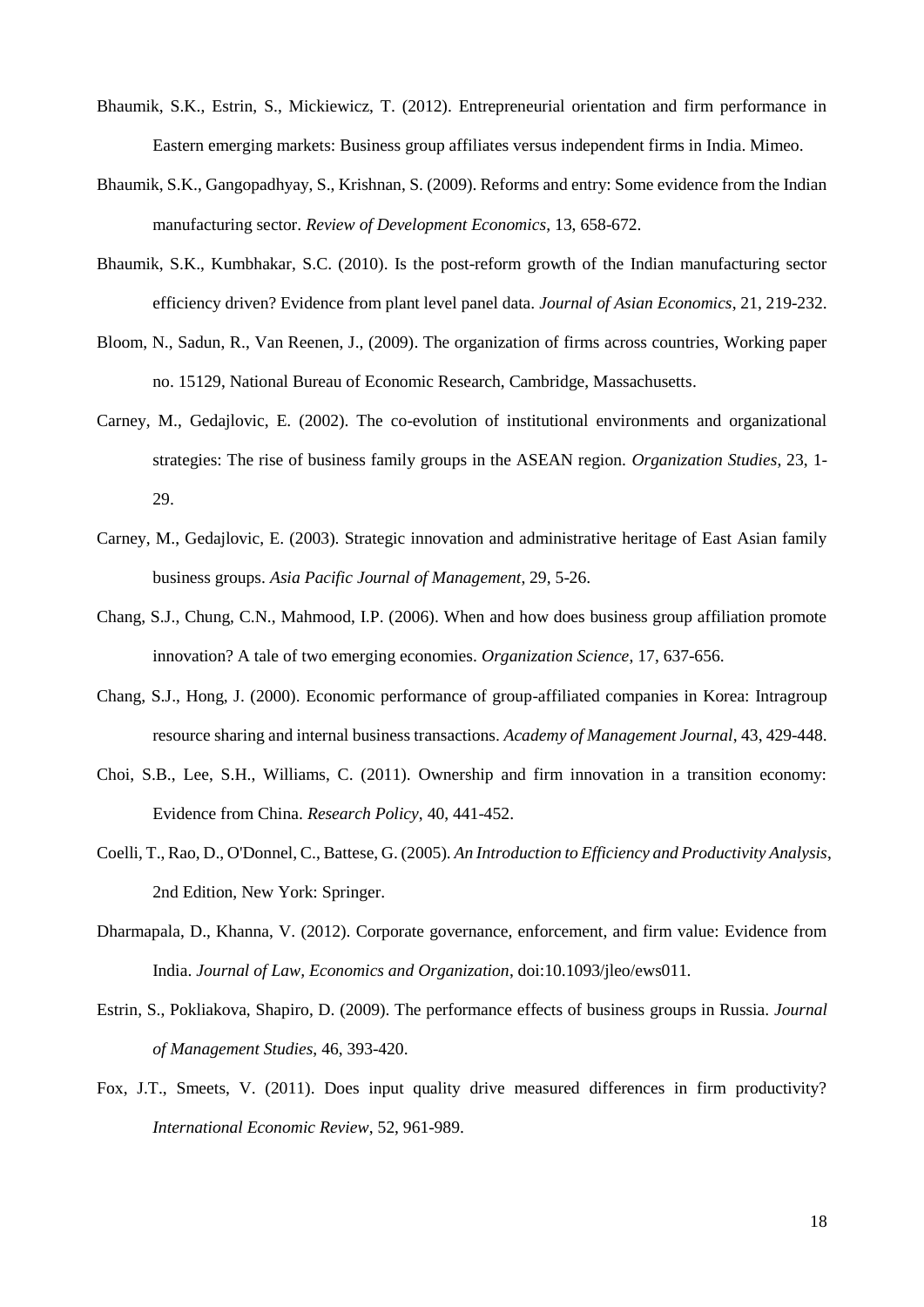Bhaumik, S.K., Estrin, S., Mickiewicz, T. (2012). Entrepreneurial orientation and firm performance in Eastern emerging markets: Business group affiliates versus independent firms in India. Mimeo.

Bhaumik, S.K., Gangopadhyay, S., Krishnan, S. (2009). Reforms and entry: Some evidence from the Indian manufacturing sector. *Review of Development Economics*, 13, 658-672.

Bhaumik, S.K., Kumbhakar, S.C. (2010). Is the post-reform growth of the Indian manufacturing sector efficiency driven? Evidence from plant level panel data. *Journal of Asian Economics*, 21, 219-232.

Bloom, N., Sadun, R., Van Reenen, J., (2009). The organization of firms across countries, Working paper no. 15129, National Bureau of Economic Research, Cambridge, Massachusetts.

Carney, M., Gedajlovic, E. (2002). The co-evolution of institutional environments and organizational strategies: The rise of business family groups in the ASEAN region. *Organization Studies*, 23, 1-29.

Carney, M., Gedajlovic, E. (2003). Strategic innovation and administrative heritage of East Asian family business groups. *Asia Pacific Journal of Management*, 29, 5-26.

Chang, S.J., Chung, C.N., Mahmood, I.P. (2006). When and how does business group affiliation promote innovation? A tale of two emerging economies. *Organization Science*, 17, 637-656.

Chang, S.J., Hong, J. (2000). Economic performance of group-affiliated companies in Korea: Intragroup resource sharing and internal business transactions. *Academy of Management Journal*, 43, 429-448.

Choi, S.B., Lee, S.H., Williams, C. (2011). Ownership and firm innovation in a transition economy: Evidence from China. *Research Policy*, 40, 441-452.

Coelli, T., Rao, D., O'Donnel, C., Battese, G. (2005). *An Introduction to Efficiency and Productivity Analysis*, 2nd Edition, New York: Springer.

Dharmapala, D., Khanna, V. (2012). Corporate governance, enforcement, and firm value: Evidence from India. *Journal of Law, Economics and Organization*, doi:10.1093/jleo/ews011.

Estrin, S., Pokliakova, Shapiro, D. (2009). The performance effects of business groups in Russia. *Journal of Management Studies*, 46, 393-420.

Fox, J.T., Smeets, V. (2011). Does input quality drive measured differences in firm productivity? *International Economic Review*, 52, 961-989.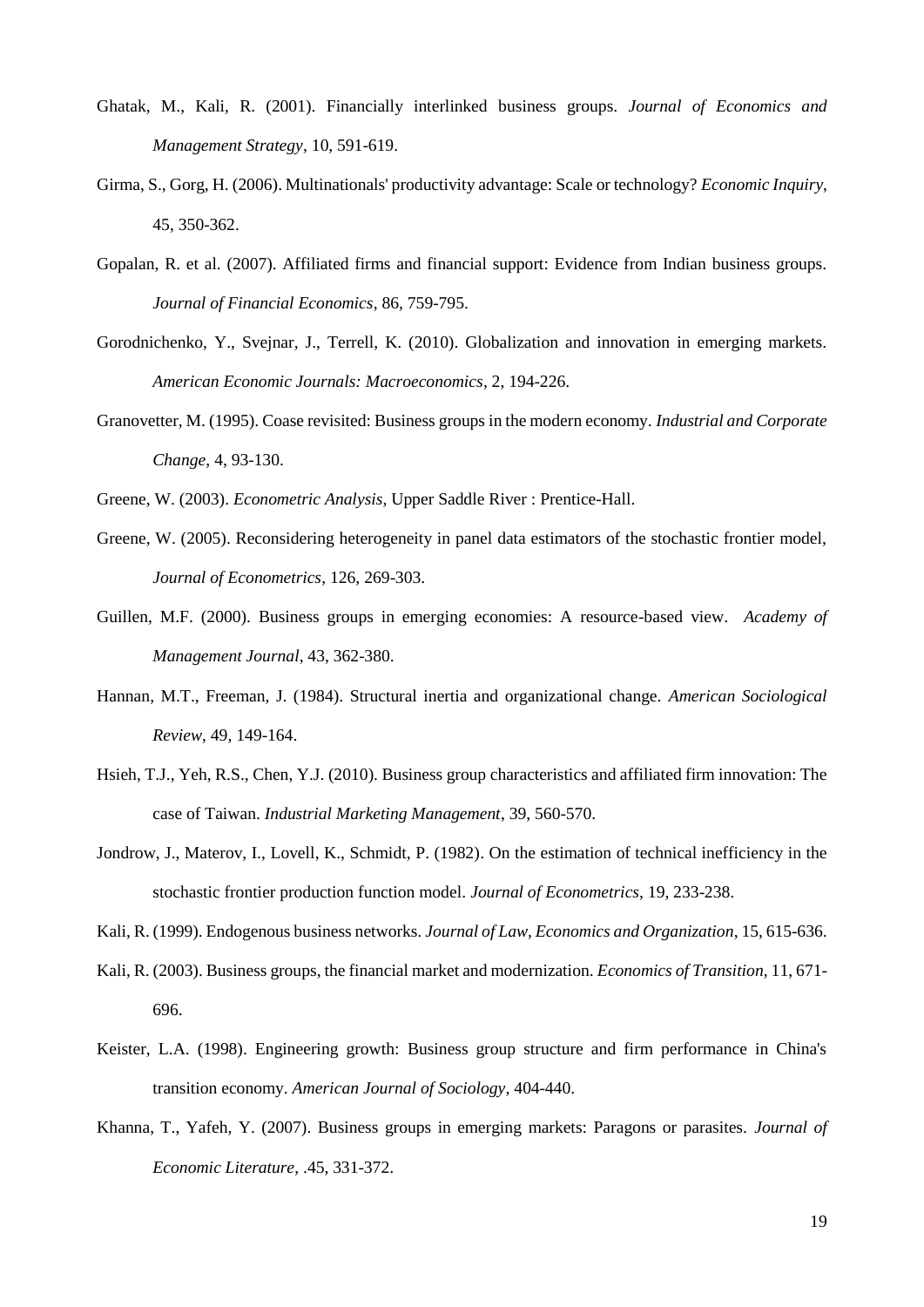Ghatak, M., Kali, R. (2001). Financially interlinked business groups. *Journal of Economics and Management Strategy*, 10, 591-619.

Girma, S., Gorg, H. (2006). Multinationals' productivity advantage: Scale or technology? *Economic Inquiry*, 45, 350-362.

Gopalan, R. et al. (2007). Affiliated firms and financial support: Evidence from Indian business groups. *Journal of Financial Economics*, 86, 759-795.

Gorodnichenko, Y., Svejnar, J., Terrell, K. (2010). Globalization and innovation in emerging markets. *American Economic Journals: Macroeconomics*, 2, 194-226.

Granovetter, M. (1995). Coase revisited: Business groups in the modern economy. *Industrial and Corporate Change*, 4, 93-130.

Greene, W. (2003). *Econometric Analysis*, Upper Saddle River : Prentice-Hall.

Greene, W. (2005). Reconsidering heterogeneity in panel data estimators of the stochastic frontier model, *Journal of Econometrics*, 126, 269-303.

Guillen, M.F. (2000). Business groups in emerging economies: A resource-based view. *Academy of Management Journal*, 43, 362-380.

Hannan, M.T., Freeman, J. (1984). Structural inertia and organizational change. *American Sociological Review*, 49, 149-164.

Hsieh, T.J., Yeh, R.S., Chen, Y.J. (2010). Business group characteristics and affiliated firm innovation: The case of Taiwan. *Industrial Marketing Management*, 39, 560-570.

Jondrow, J., Materov, I., Lovell, K., Schmidt, P. (1982). On the estimation of technical inefficiency in the stochastic frontier production function model. *Journal of Econometrics*, 19, 233-238.

Kali, R. (1999). Endogenous business networks. *Journal of Law, Economics and Organization*, 15, 615-636.

Kali, R. (2003). Business groups, the financial market and modernization. *Economics of Transition*, 11, 671-696.

Keister, L.A. (1998). Engineering growth: Business group structure and firm performance in China's transition economy. *American Journal of Sociology*, 404-440.

Khanna, T., Yafeh, Y. (2007). Business groups in emerging markets: Paragons or parasites. *Journal of Economic Literature*, .45, 331-372.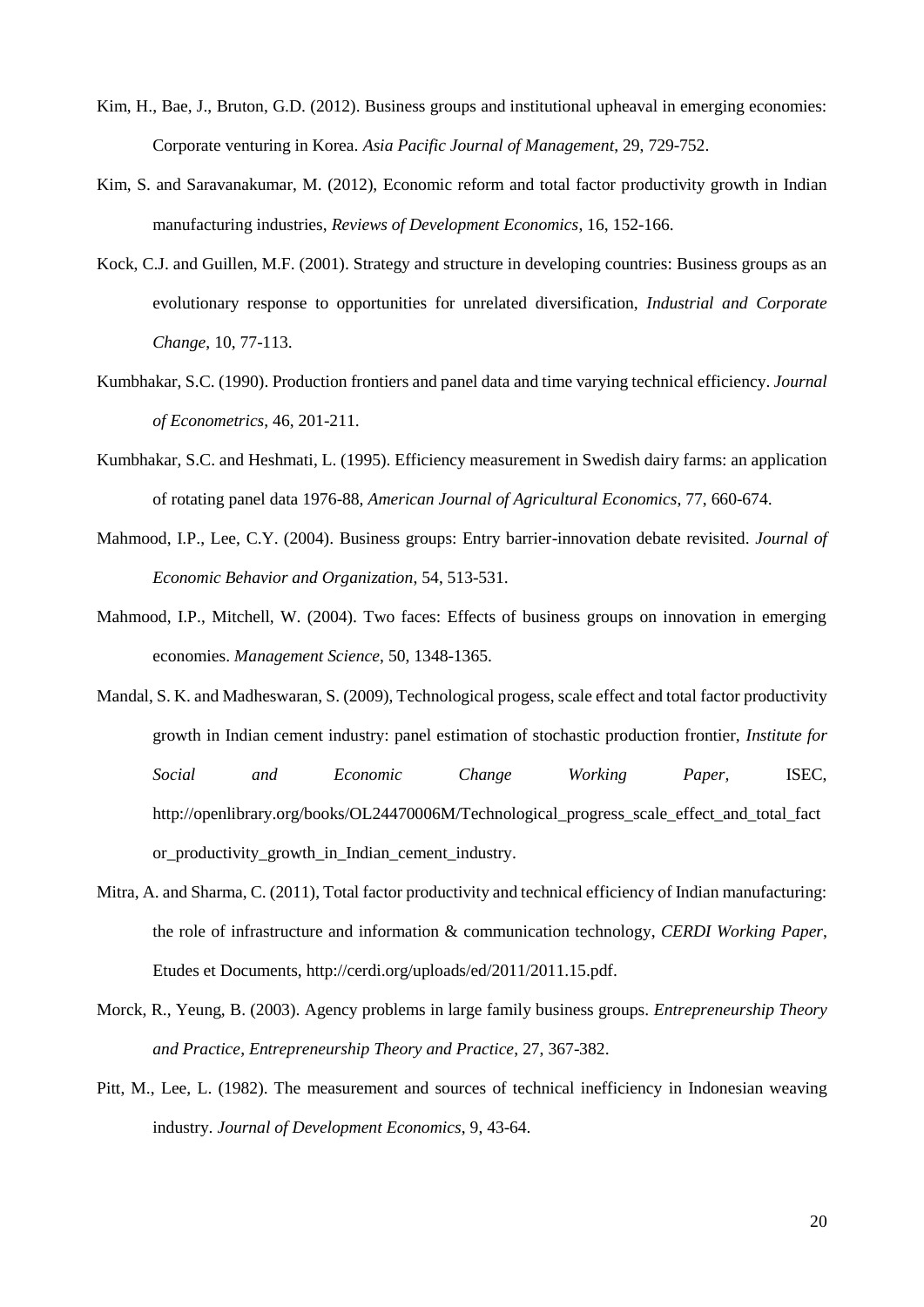Kim, H., Bae, J., Bruton, G.D. (2012). Business groups and institutional upheaval in emerging economies: Corporate venturing in Korea. *Asia Pacific Journal of Management*, 29, 729-752.

Kim, S. and Saravanakumar, M. (2012), Economic reform and total factor productivity growth in Indian manufacturing industries, *Reviews of Development Economics*, 16, 152-166.

Kock, C.J. and Guillen, M.F. (2001). Strategy and structure in developing countries: Business groups as an evolutionary response to opportunities for unrelated diversification, *Industrial and Corporate Change*, 10, 77-113.

Kumbhakar, S.C. (1990). Production frontiers and panel data and time varying technical efficiency. *Journal of Econometrics*, 46, 201-211.

Kumbhakar, S.C. and Heshmati, L. (1995). Efficiency measurement in Swedish dairy farms: an application of rotating panel data 1976-88, *American Journal of Agricultural Economics*, 77, 660-674.

Mahmood, I.P., Lee, C.Y. (2004). Business groups: Entry barrier-innovation debate revisited. *Journal of Economic Behavior and Organization*, 54, 513-531.

Mahmood, I.P., Mitchell, W. (2004). Two faces: Effects of business groups on innovation in emerging economies. *Management Science*, 50, 1348-1365.

Mandal, S. K. and Madheswaran, S. (2009), Technological progess, scale effect and total factor productivity growth in Indian cement industry: panel estimation of stochastic production frontier, *Institute for Social and Economic Change Working Paper*, ISEC, http://openlibrary.org/books/OL24470006M/Technological_progress_scale_effect_and_total_factor_productivity_growth_in_Indian_cement_industry.

Mitra, A. and Sharma, C. (2011), Total factor productivity and technical efficiency of Indian manufacturing: the role of infrastructure and information & communication technology, *CERDI Working Paper*, Etudes et Documents, http://cerdi.org/uploads/ed/2011/2011.15.pdf.

Morck, R., Yeung, B. (2003). Agency problems in large family business groups. *Entrepreneurship Theory and Practice*, *Entrepreneurship Theory and Practice*, 27, 367-382.

Pitt, M., Lee, L. (1982). The measurement and sources of technical inefficiency in Indonesian weaving industry. *Journal of Development Economics*, 9, 43-64.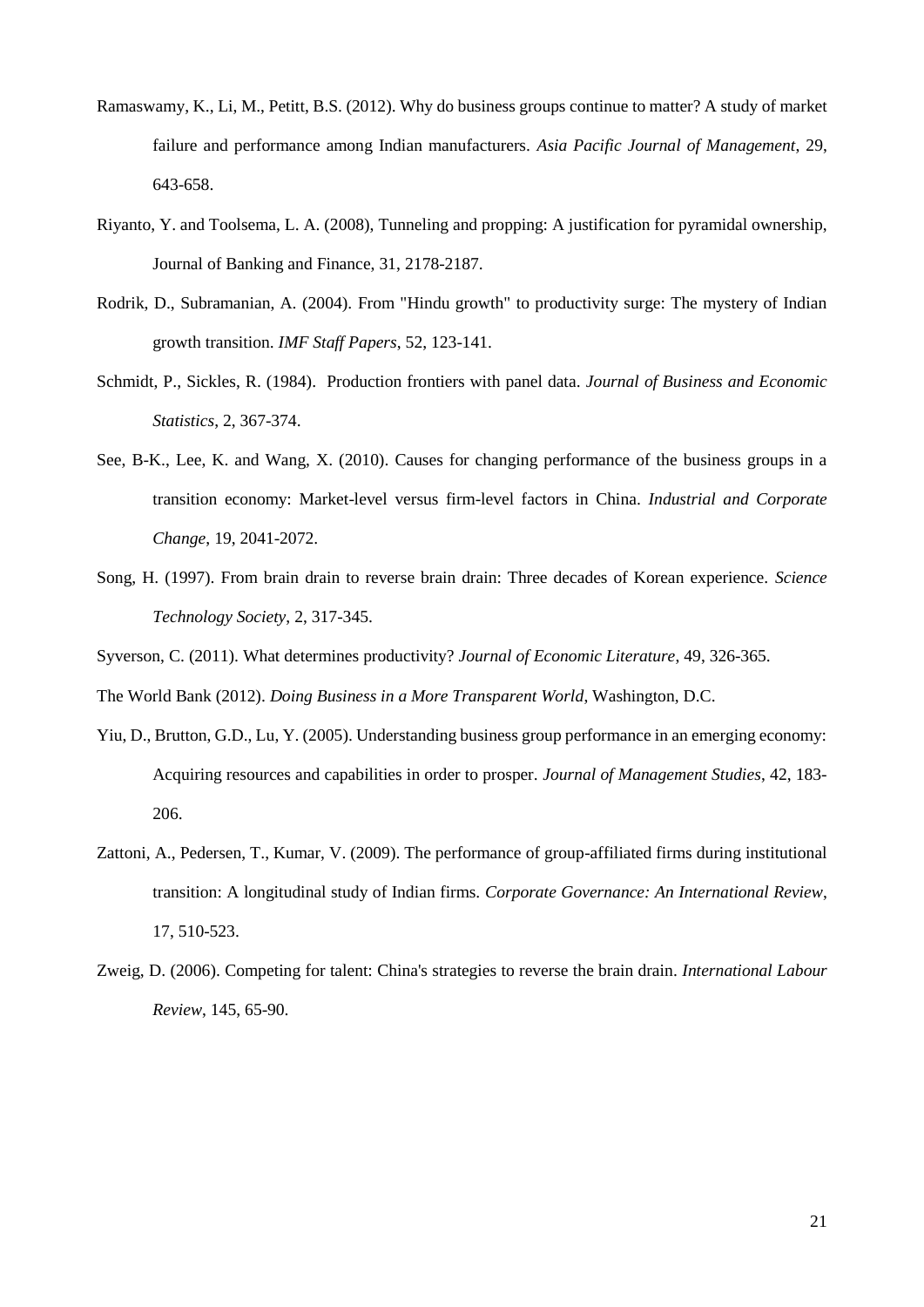Ramaswamy, K., Li, M., Petitt, B.S. (2012). Why do business groups continue to matter? A study of market failure and performance among Indian manufacturers. *Asia Pacific Journal of Management*, 29, 643-658.

Riyanto, Y. and Toolsema, L. A. (2008), Tunneling and propping: A justification for pyramidal ownership, Journal of Banking and Finance, 31, 2178-2187.

Rodrik, D., Subramanian, A. (2004). From "Hindu growth" to productivity surge: The mystery of Indian growth transition. *IMF Staff Papers*, 52, 123-141.

Schmidt, P., Sickles, R. (1984). Production frontiers with panel data. *Journal of Business and Economic Statistics*, 2, 367-374.

See, B-K., Lee, K. and Wang, X. (2010). Causes for changing performance of the business groups in a transition economy: Market-level versus firm-level factors in China. *Industrial and Corporate Change*, 19, 2041-2072.

Song, H. (1997). From brain drain to reverse brain drain: Three decades of Korean experience. *Science Technology Society*, 2, 317-345.

Syverson, C. (2011). What determines productivity? *Journal of Economic Literature*, 49, 326-365.

The World Bank (2012). *Doing Business in a More Transparent World*, Washington, D.C.

Yiu, D., Brutton, G.D., Lu, Y. (2005). Understanding business group performance in an emerging economy: Acquiring resources and capabilities in order to prosper. *Journal of Management Studies*, 42, 183-206.

Zattoni, A., Pedersen, T., Kumar, V. (2009). The performance of group-affiliated firms during institutional transition: A longitudinal study of Indian firms. *Corporate Governance: An International Review*, 17, 510-523.

Zweig, D. (2006). Competing for talent: China's strategies to reverse the brain drain. *International Labour Review*, 145, 65-90.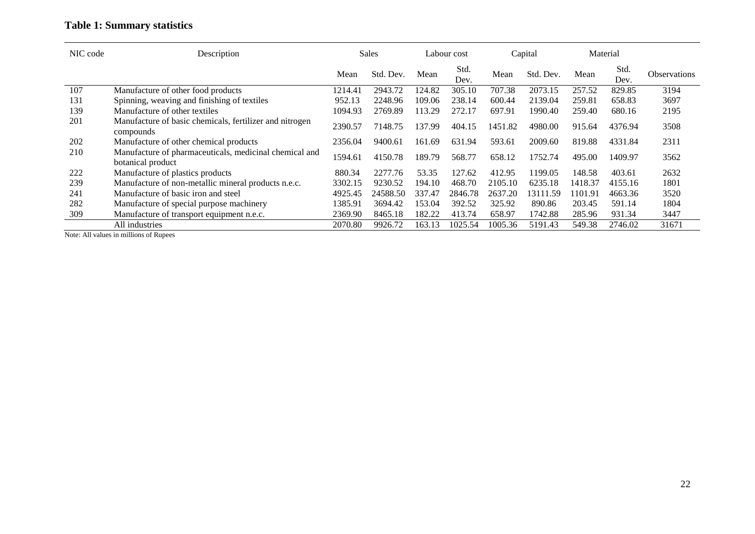**Table 1: Summary statistics**

| NIC code | Description | Sales | | Labour cost | | Capital | | Material | | |
|---|---|---|---|---|---|---|---|---|---|---|
| | | Mean | Std. Dev. | Mean | Std. Dev. | Mean | Std. Dev. | Mean | Std. Dev. | Observations |
| 107 | Manufacture of other food products | 1214.41 | 2943.72 | 124.82 | 305.10 | 707.38 | 2073.15 | 257.52 | 829.85 | 3194 |
| 131 | Spinning, weaving and finishing of textiles | 952.13 | 2248.96 | 109.06 | 238.14 | 600.44 | 2139.04 | 259.81 | 658.83 | 3697 |
| 139 | Manufacture of other textiles | 1094.93 | 2769.89 | 113.29 | 272.17 | 697.91 | 1990.40 | 259.40 | 680.16 | 2195 |
| 201 | Manufacture of basic chemicals, fertilizer and nitrogen compounds | 2390.57 | 7148.75 | 137.99 | 404.15 | 1451.82 | 4980.00 | 915.64 | 4376.94 | 3508 |
| 202 | Manufacture of other chemical products | 2356.04 | 9400.61 | 161.69 | 631.94 | 593.61 | 2009.60 | 819.88 | 4331.84 | 2311 |
| 210 | Manufacture of pharmaceuticals, medicinal chemical and botanical product | 1594.61 | 4150.78 | 189.79 | 568.77 | 658.12 | 1752.74 | 495.00 | 1409.97 | 3562 |
| 222 | Manufacture of plastics products | 880.34 | 2277.76 | 53.35 | 127.62 | 412.95 | 1199.05 | 148.58 | 403.61 | 2632 |
| 239 | Manufacture of non-metallic mineral products n.e.c. | 3302.15 | 9230.52 | 194.10 | 468.70 | 2105.10 | 6235.18 | 1418.37 | 4155.16 | 1801 |
| 241 | Manufacture of basic iron and steel | 4925.45 | 24588.50 | 337.47 | 2846.78 | 2637.20 | 13111.59 | 1101.91 | 4663.36 | 3520 |
| 282 | Manufacture of special purpose machinery | 1385.91 | 3694.42 | 153.04 | 392.52 | 325.92 | 890.86 | 203.45 | 591.14 | 1804 |
| 309 | Manufacture of transport equipment n.e.c. | 2369.90 | 8465.18 | 182.22 | 413.74 | 658.97 | 1742.88 | 285.96 | 931.34 | 3447 |
| | All industries | 2070.80 | 9926.72 | 163.13 | 1025.54 | 1005.36 | 5191.43 | 549.38 | 2746.02 | 31671 |

Note: All values in millions of Rupees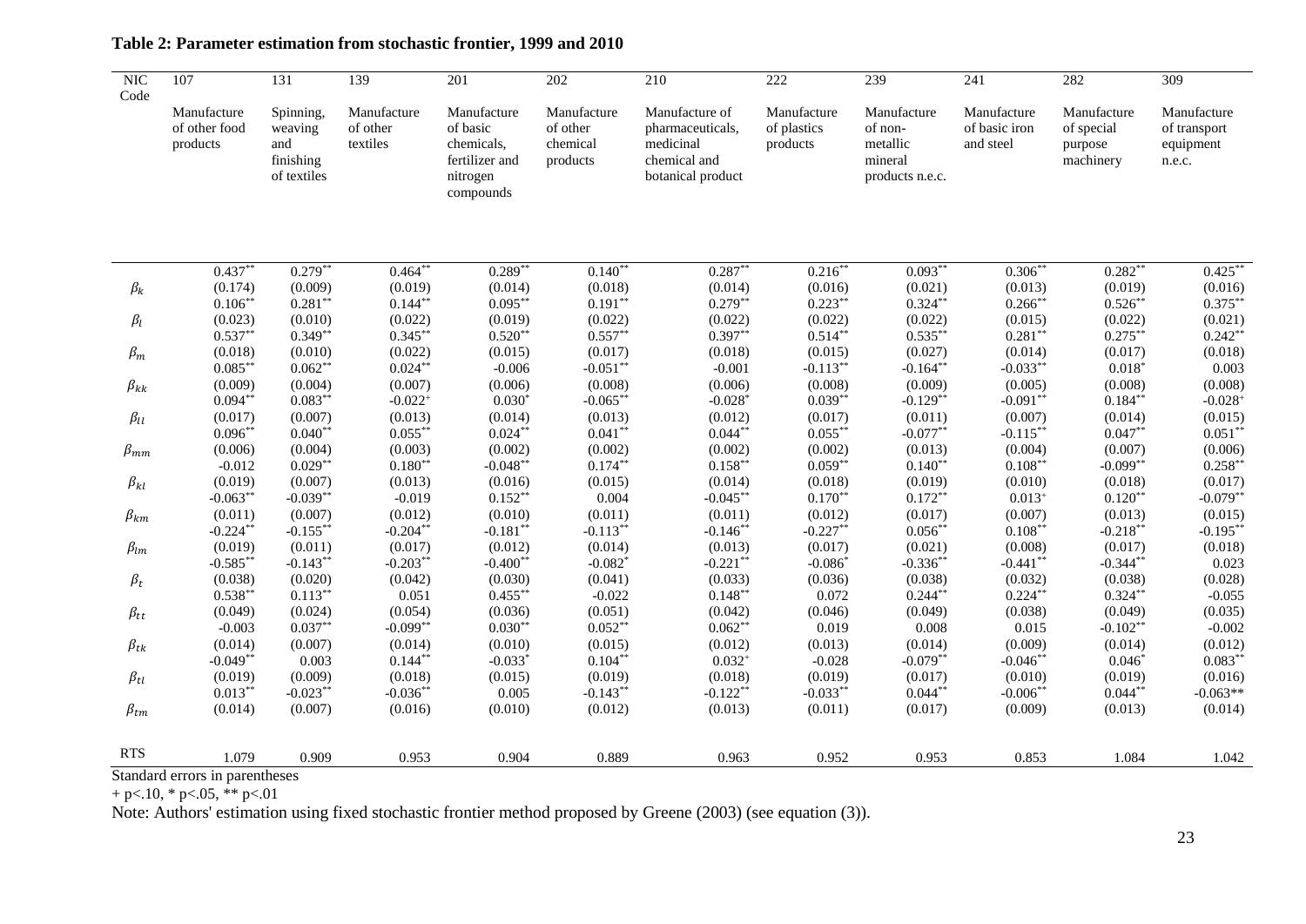**Table 2: Parameter estimation from stochastic frontier, 1999 and 2010**

| NIC Code | 107 | 131 | 139 | 201 | 202 | 210 | 222 | 239 | 241 | 282 | 309 |
|---|---|---|---|---|---|---|---|---|---|---|---|
| | Manufacture of other food products | Spinning, weaving and finishing of textiles | Manufacture of other textiles | Manufacture of basic chemicals, fertilizer and nitrogen compounds | Manufacture of other chemical products | Manufacture of pharmaceuticals, medicinal chemical and botanical product | Manufacture of plastics products | Manufacture of non-metallic mineral products n.e.c. | Manufacture of basic iron and steel | Manufacture of special purpose machinery | Manufacture of transport equipment n.e.c. |
| $\beta_k$ | 0.437** | 0.279** | 0.464** | 0.289** | 0.140** | 0.287** | 0.216** | 0.093** | 0.306** | 0.282** | 0.425** |
| | (0.174) | (0.009) | (0.019) | (0.014) | (0.018) | (0.014) | (0.016) | (0.021) | (0.013) | (0.019) | (0.016) |
| $\beta_l$ | 0.106** | 0.281** | 0.144** | 0.095** | 0.191** | 0.279** | 0.223** | 0.324** | 0.266** | 0.526** | 0.375** |
| | (0.023) | (0.010) | (0.022) | (0.019) | (0.022) | (0.022) | (0.022) | (0.022) | (0.015) | (0.022) | (0.021) |
| $\beta_m$ | 0.537** | 0.349** | 0.345** | 0.520** | 0.557** | 0.397** | 0.514** | 0.535** | 0.281** | 0.275** | 0.242** |
| | (0.018) | (0.010) | (0.022) | (0.015) | (0.017) | (0.018) | (0.015) | (0.027) | (0.014) | (0.017) | (0.018) |
| $\beta_{kk}$ | 0.085** | 0.062** | 0.024** | -0.006 | -0.051** | -0.001 | -0.113** | -0.164** | -0.033** | 0.018* | 0.003 |
| | (0.009) | (0.004) | (0.007) | (0.006) | (0.008) | (0.006) | (0.008) | (0.009) | (0.005) | (0.008) | (0.008) |
| $\beta_{ll}$ | 0.094** | 0.083** | -0.022+ | 0.030* | -0.065** | -0.028* | 0.039** | -0.129** | -0.091** | 0.184** | -0.028+ |
| | (0.017) | (0.007) | (0.013) | (0.014) | (0.013) | (0.012) | (0.017) | (0.011) | (0.007) | (0.014) | (0.015) |
| $\beta_{mm}$ | 0.096** | 0.040** | 0.055** | 0.024** | 0.041** | 0.044** | 0.055** | -0.077** | -0.115** | 0.047** | 0.051** |
| | (0.006) | (0.004) | (0.003) | (0.002) | (0.002) | (0.002) | (0.002) | (0.013) | (0.004) | (0.007) | (0.006) |
| $\beta_{kl}$ | -0.012 | 0.029** | 0.180** | -0.048** | 0.174** | 0.158** | 0.059** | 0.140** | 0.108** | -0.099** | 0.258** |
| | (0.019) | (0.007) | (0.013) | (0.016) | (0.015) | (0.014) | (0.018) | (0.019) | (0.010) | (0.018) | (0.017) |
| $\beta_{km}$ | -0.063** | -0.039** | -0.019 | 0.152** | 0.004 | -0.045** | 0.170** | 0.172** | 0.013+ | 0.120** | -0.079** |
| | (0.011) | (0.007) | (0.012) | (0.010) | (0.011) | (0.011) | (0.012) | (0.017) | (0.007) | (0.013) | (0.015) |
| $\beta_{lm}$ | -0.224** | -0.155** | -0.204** | -0.181** | -0.113** | -0.146** | -0.227** | 0.056** | 0.108** | -0.218** | -0.195** |
| | (0.019) | (0.011) | (0.017) | (0.012) | (0.014) | (0.013) | (0.017) | (0.021) | (0.008) | (0.017) | (0.018) |
| $\beta_t$ | -0.585** | -0.143** | -0.203** | -0.400** | -0.082* | -0.221** | -0.086* | -0.336** | -0.441** | -0.344** | 0.023 |
| | (0.038) | (0.020) | (0.042) | (0.030) | (0.041) | (0.033) | (0.036) | (0.038) | (0.032) | (0.038) | (0.028) |
| $\beta_{tt}$ | 0.538** | 0.113** | 0.051 | 0.455** | -0.022 | 0.148** | 0.072 | 0.244** | 0.224** | 0.324** | -0.055 |
| | (0.049) | (0.024) | (0.054) | (0.036) | (0.051) | (0.042) | (0.046) | (0.049) | (0.038) | (0.049) | (0.035) |
| $\beta_{tk}$ | -0.003 | 0.037** | -0.099** | 0.030** | 0.052** | 0.062** | 0.019 | 0.008 | 0.015 | -0.102** | -0.002 |
| | (0.014) | (0.007) | (0.014) | (0.010) | (0.015) | (0.012) | (0.013) | (0.014) | (0.009) | (0.014) | (0.012) |
| $\beta_{tl}$ | -0.049** | 0.003 | 0.144** | -0.033* | 0.104** | 0.032+ | -0.028 | -0.079** | -0.046** | 0.046* | 0.083** |
| | (0.019) | (0.009) | (0.018) | (0.015) | (0.019) | (0.018) | (0.019) | (0.017) | (0.010) | (0.019) | (0.016) |
| $\beta_{tm}$ | 0.013** | -0.023** | -0.036** | 0.005 | -0.143** | -0.122** | -0.033** | 0.044** | -0.006** | 0.044** | -0.063** |
| | (0.014) | (0.007) | (0.016) | (0.010) | (0.012) | (0.013) | (0.011) | (0.017) | (0.009) | (0.013) | (0.014) |
| RTS | 1.079 | 0.909 | 0.953 | 0.904 | 0.889 | 0.963 | 0.952 | 0.953 | 0.853 | 1.084 | 1.042 |

Standard errors in parentheses

+ p<.10, * p<.05, ** p<.01

Note: Authors' estimation using fixed stochastic frontier method proposed by Greene (2003) (see equation (3)).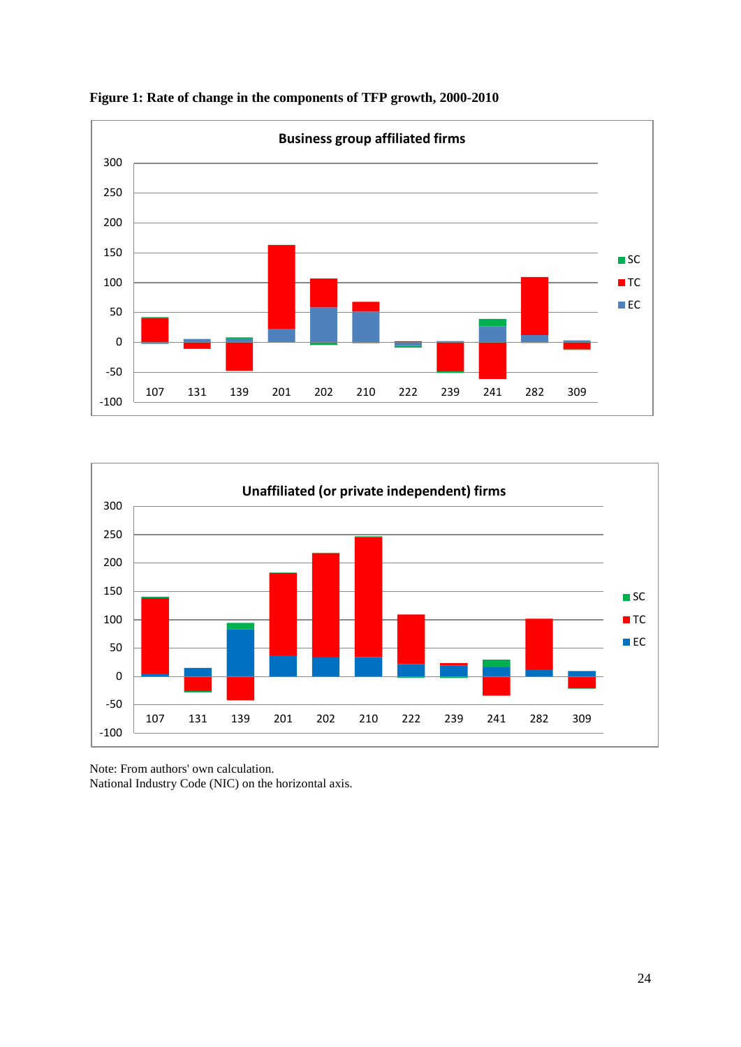**Figure 1: Rate of change in the components of TFP growth, 2000-2010**

Note: From authors' own calculation.
National Industry Code (NIC) on the horizontal axis.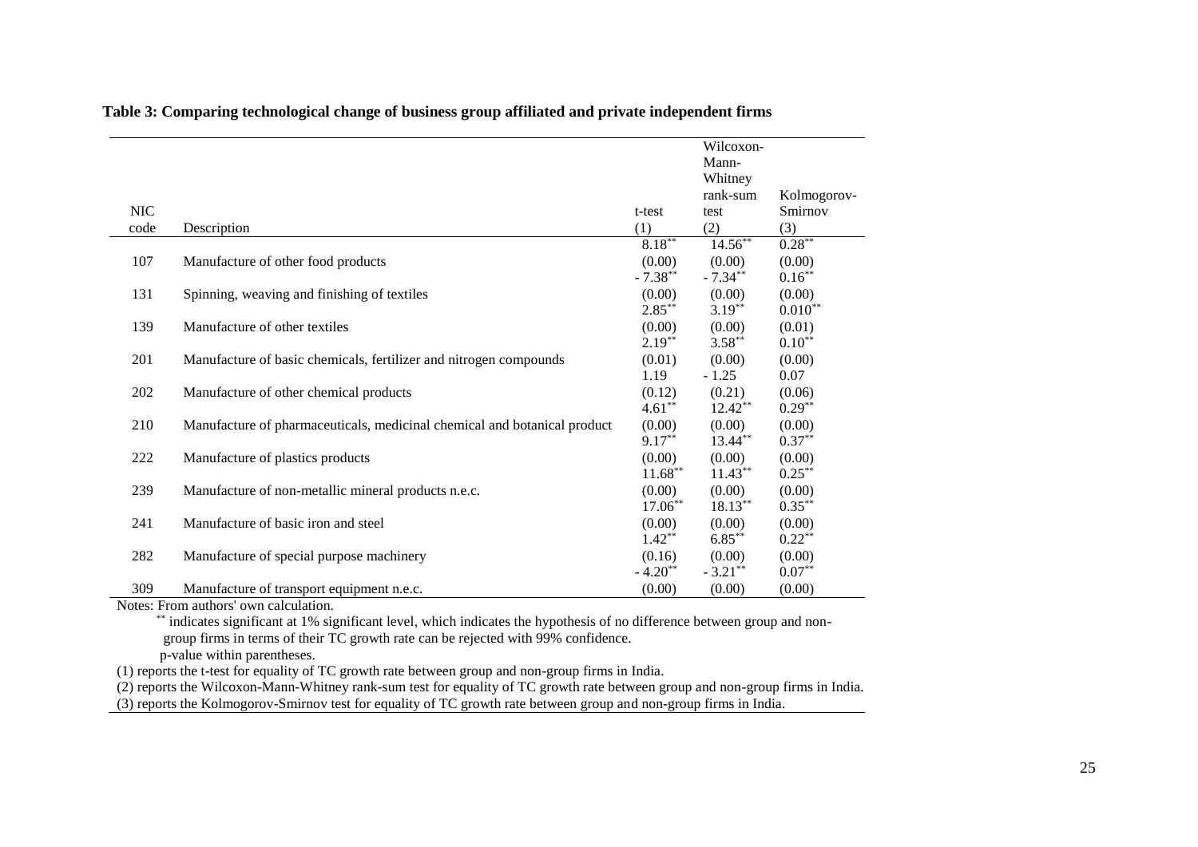**Table 3: Comparing technological change of business group affiliated and private independent firms**

| NIC code | Description | t-test (1) | Wilcoxon-Mann-Whitney rank-sum test (2) | Kolmogorov-Smirnov (3) |
|---|---|---|---|---|
| 107 | Manufacture of other food products | $8.18^{**}$ (0.00) | $14.56^{**}$ (0.00) | $0.28^{**}$ (0.00) |
| 131 | Spinning, weaving and finishing of textiles | $-7.38^{**}$ (0.00) | $-7.34^{**}$ (0.00) | $0.16^{**}$ (0.00) |
| 139 | Manufacture of other textiles | $2.85^{**}$ (0.00) | $3.19^{**}$ (0.00) | $0.010^{**}$ (0.01) |
| 201 | Manufacture of basic chemicals, fertilizer and nitrogen compounds | $2.19^{**}$ (0.01) | $3.58^{**}$ (0.00) | $0.10^{**}$ (0.00) |
| 202 | Manufacture of other chemical products | 1.19 (0.12) | -1.25 (0.21) | 0.07 (0.06) |
| 210 | Manufacture of pharmaceuticals, medicinal chemical and botanical product | $4.61^{**}$ (0.00) | $12.42^{**}$ (0.00) | $0.29^{**}$ (0.00) |
| 222 | Manufacture of plastics products | $9.17^{**}$ (0.00) | $13.44^{**}$ (0.00) | $0.37^{**}$ (0.00) |
| 239 | Manufacture of non-metallic mineral products n.e.c. | $11.68^{**}$ (0.00) | $11.43^{**}$ (0.00) | $0.25^{**}$ (0.00) |
| 241 | Manufacture of basic iron and steel | $17.06^{**}$ (0.00) | $18.13^{**}$ (0.00) | $0.35^{**}$ (0.00) |
| 282 | Manufacture of special purpose machinery | $1.42^{**}$ (0.16) | $6.85^{**}$ (0.00) | $0.22^{**}$ (0.00) |
| 309 | Manufacture of transport equipment n.e.c. | $-4.20^{**}$ (0.00) | $-3.21^{**}$ (0.00) | $0.07^{**}$ (0.00) |

Notes: From authors' own calculation.

$^{**}$ indicates significant at 1% significant level, which indicates the hypothesis of no difference between group and non-group firms in terms of their TC growth rate can be rejected with 99% confidence.

p-value within parentheses.

(1) reports the t-test for equality of TC growth rate between group and non-group firms in India.

(2) reports the Wilcoxon-Mann-Whitney rank-sum test for equality of TC growth rate between group and non-group firms in India.

(3) reports the Kolmogorov-Smirnov test for equality of TC growth rate between group and non-group firms in India.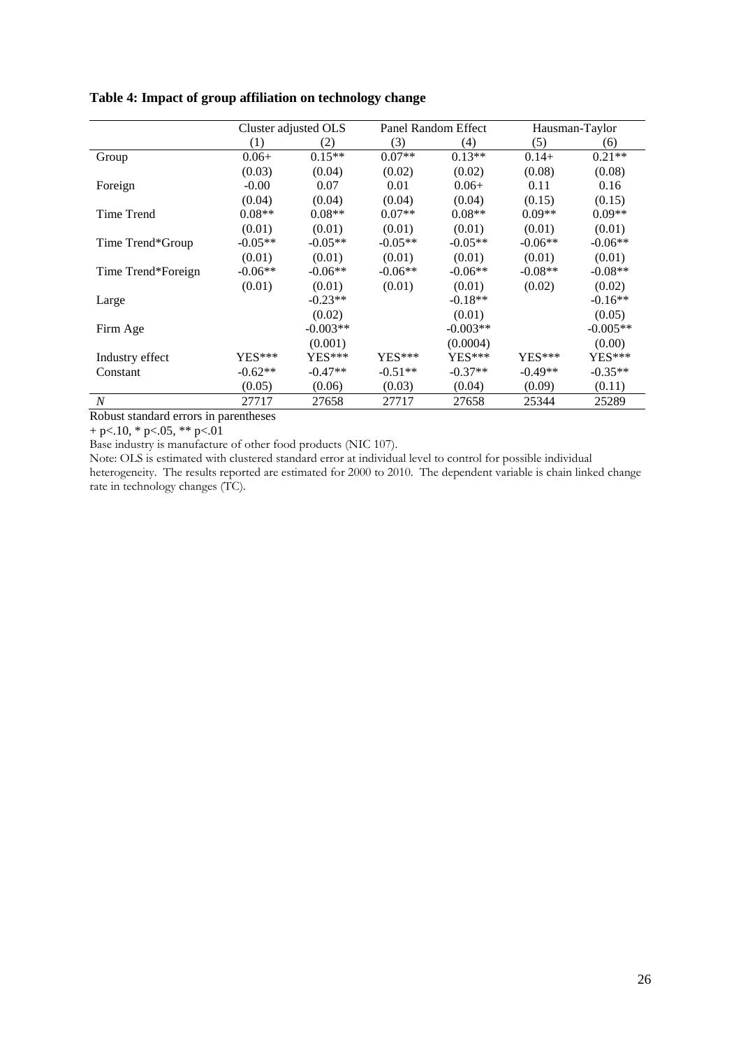**Table 4: Impact of group affiliation on technology change**

| | Cluster adjusted OLS | | Panel Random Effect | | Hausman-Taylor | |
|---|---|---|---|---|---|---|
| | (1) | (2) | (3) | (4) | (5) | (6) |
| Group | 0.06+ | 0.15** | 0.07** | 0.13** | 0.14+ | 0.21** |
| | (0.03) | (0.04) | (0.02) | (0.02) | (0.08) | (0.08) |
| Foreign | -0.00 | 0.07 | 0.01 | 0.06+ | 0.11 | 0.16 |
| | (0.04) | (0.04) | (0.04) | (0.04) | (0.15) | (0.15) |
| Time Trend | 0.08** | 0.08** | 0.07** | 0.08** | 0.09** | 0.09** |
| | (0.01) | (0.01) | (0.01) | (0.01) | (0.01) | (0.01) |
| Time Trend*Group | -0.05** | -0.05** | -0.05** | -0.05** | -0.06** | -0.06** |
| | (0.01) | (0.01) | (0.01) | (0.01) | (0.01) | (0.01) |
| Time Trend*Foreign | -0.06** | -0.06** | -0.06** | -0.06** | -0.08** | -0.08** |
| | (0.01) | (0.01) | (0.01) | (0.01) | (0.02) | (0.02) |
| Large | | -0.23** | | -0.18** | | -0.16** |
| | | (0.02) | | (0.01) | | (0.05) |
| Firm Age | | -0.003** | | -0.003** | | -0.005** |
| | | (0.001) | | (0.0004) | | (0.00) |
| Industry effect | YES*** | YES*** | YES*** | YES*** | YES*** | YES*** |
| Constant | -0.62** | -0.47** | -0.51** | -0.37** | -0.49** | -0.35** |
| | (0.05) | (0.06) | (0.03) | (0.04) | (0.09) | (0.11) |
| *N* | 27717 | 27658 | 27717 | 27658 | 25344 | 25289 |

Robust standard errors in parentheses

+ p<.10, * p<.05, ** p<.01

Base industry is manufacture of other food products (NIC 107).

Note: OLS is estimated with clustered standard error at individual level to control for possible individual heterogeneity. The results reported are estimated for 2000 to 2010. The dependent variable is chain linked change rate in technology changes (TC).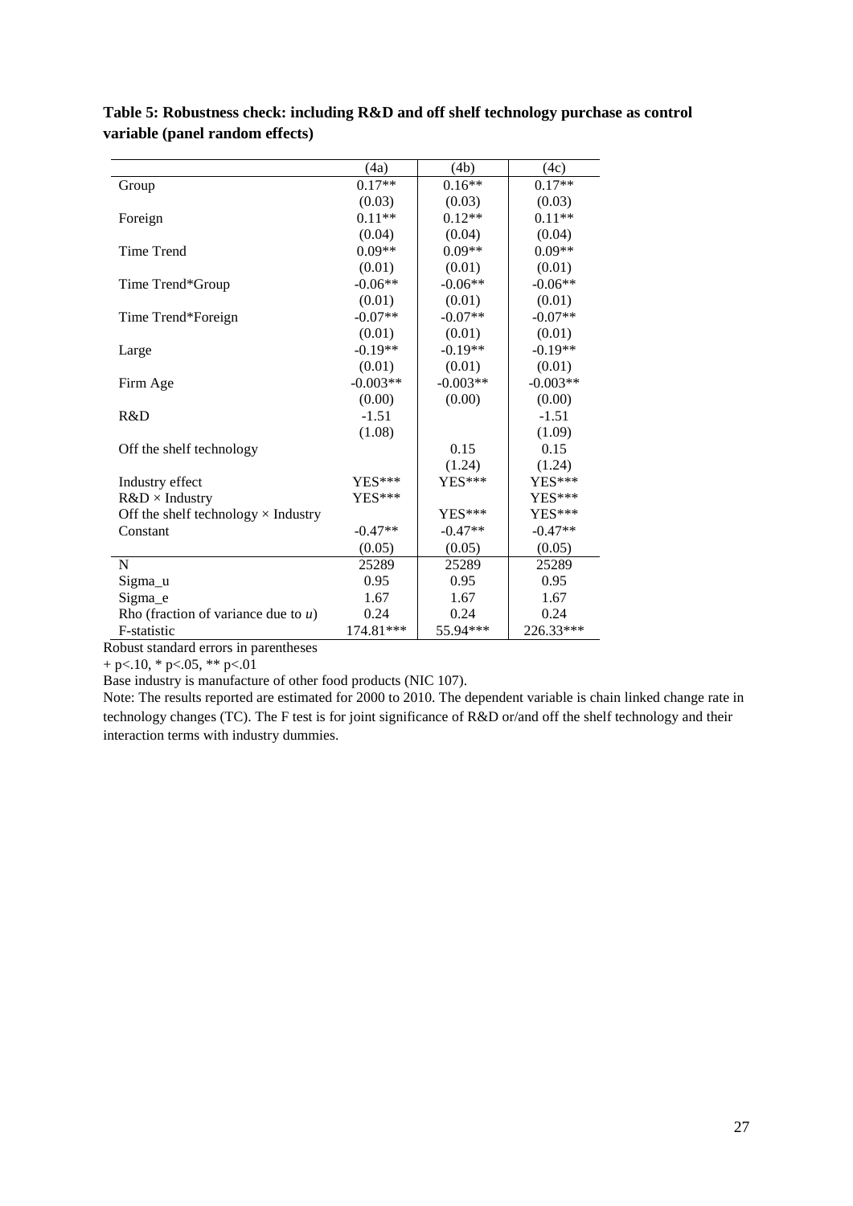**Table 5: Robustness check: including R&D and off shelf technology purchase as control variable (panel random effects)**

| | (4a) | (4b) | (4c) |
|---|---|---|---|
| Group | 0.17** | 0.16** | 0.17** |
| | (0.03) | (0.03) | (0.03) |
| Foreign | 0.11** | 0.12** | 0.11** |
| | (0.04) | (0.04) | (0.04) |
| Time Trend | 0.09** | 0.09** | 0.09** |
| | (0.01) | (0.01) | (0.01) |
| Time Trend*Group | -0.06** | -0.06** | -0.06** |
| | (0.01) | (0.01) | (0.01) |
| Time Trend*Foreign | -0.07** | -0.07** | -0.07** |
| | (0.01) | (0.01) | (0.01) |
| Large | -0.19** | -0.19** | -0.19** |
| | (0.01) | (0.01) | (0.01) |
| Firm Age | -0.003** | -0.003** | -0.003** |
| | (0.00) | (0.00) | (0.00) |
| R&D | -1.51 | | -1.51 |
| | (1.08) | | (1.09) |
| Off the shelf technology | | 0.15 | 0.15 |
| | | (1.24) | (1.24) |
| Industry effect | YES*** | YES*** | YES*** |
| R&D × Industry | YES*** | | YES*** |
| Off the shelf technology × Industry | | YES*** | YES*** |
| Constant | -0.47** | -0.47** | -0.47** |
| | (0.05) | (0.05) | (0.05) |
| N | 25289 | 25289 | 25289 |
| Sigma_u | 0.95 | 0.95 | 0.95 |
| Sigma_e | 1.67 | 1.67 | 1.67 |
| Rho (fraction of variance due to *u*) | 0.24 | 0.24 | 0.24 |
| F-statistic | 174.81*** | 55.94*** | 226.33*** |

Robust standard errors in parentheses

+ p<.10, * p<.05, ** p<.01

Base industry is manufacture of other food products (NIC 107).

Note: The results reported are estimated for 2000 to 2010. The dependent variable is chain linked change rate in technology changes (TC). The F test is for joint significance of R&D or/and off the shelf technology and their interaction terms with industry dummies.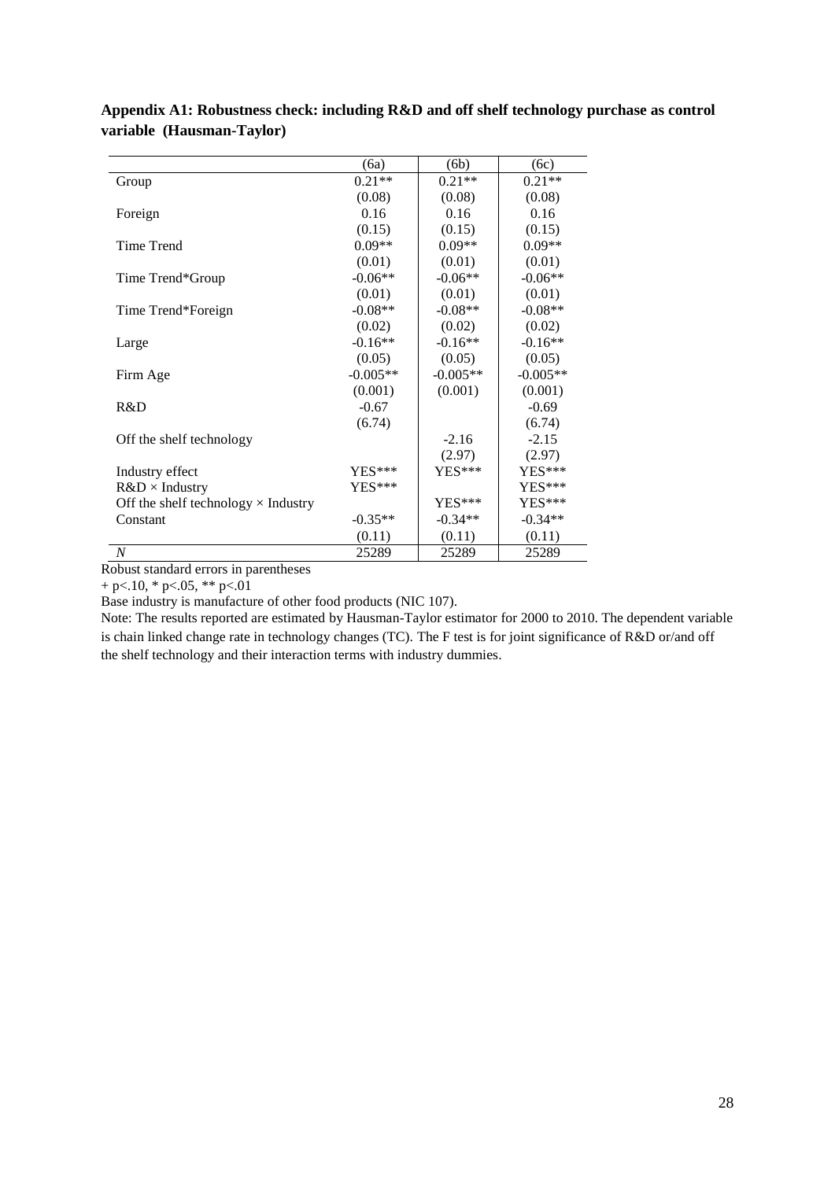**Appendix A1: Robustness check: including R&D and off shelf technology purchase as control variable (Hausman-Taylor)**

| | (6a) | (6b) | (6c) |
|---|---|---|---|
| Group | 0.21** | 0.21** | 0.21** |
| | (0.08) | (0.08) | (0.08) |
| Foreign | 0.16 | 0.16 | 0.16 |
| | (0.15) | (0.15) | (0.15) |
| Time Trend | 0.09** | 0.09** | 0.09** |
| | (0.01) | (0.01) | (0.01) |
| Time Trend*Group | -0.06** | -0.06** | -0.06** |
| | (0.01) | (0.01) | (0.01) |
| Time Trend*Foreign | -0.08** | -0.08** | -0.08** |
| | (0.02) | (0.02) | (0.02) |
| Large | -0.16** | -0.16** | -0.16** |
| | (0.05) | (0.05) | (0.05) |
| Firm Age | -0.005** | -0.005** | -0.005** |
| | (0.001) | (0.001) | (0.001) |
| R&D | -0.67 | | -0.69 |
| | (6.74) | | (6.74) |
| Off the shelf technology | | -2.16 | -2.15 |
| | | (2.97) | (2.97) |
| Industry effect | YES*** | YES*** | YES*** |
| R&D × Industry | YES*** | | YES*** |
| Off the shelf technology × Industry | | YES*** | YES*** |
| Constant | -0.35** | -0.34** | -0.34** |
| | (0.11) | (0.11) | (0.11) |
| *N* | 25289 | 25289 | 25289 |

Robust standard errors in parentheses

+ p<.10, * p<.05, ** p<.01

Base industry is manufacture of other food products (NIC 107).

Note: The results reported are estimated by Hausman-Taylor estimator for 2000 to 2010. The dependent variable is chain linked change rate in technology changes (TC). The F test is for joint significance of R&D or/and off the shelf technology and their interaction terms with industry dummies.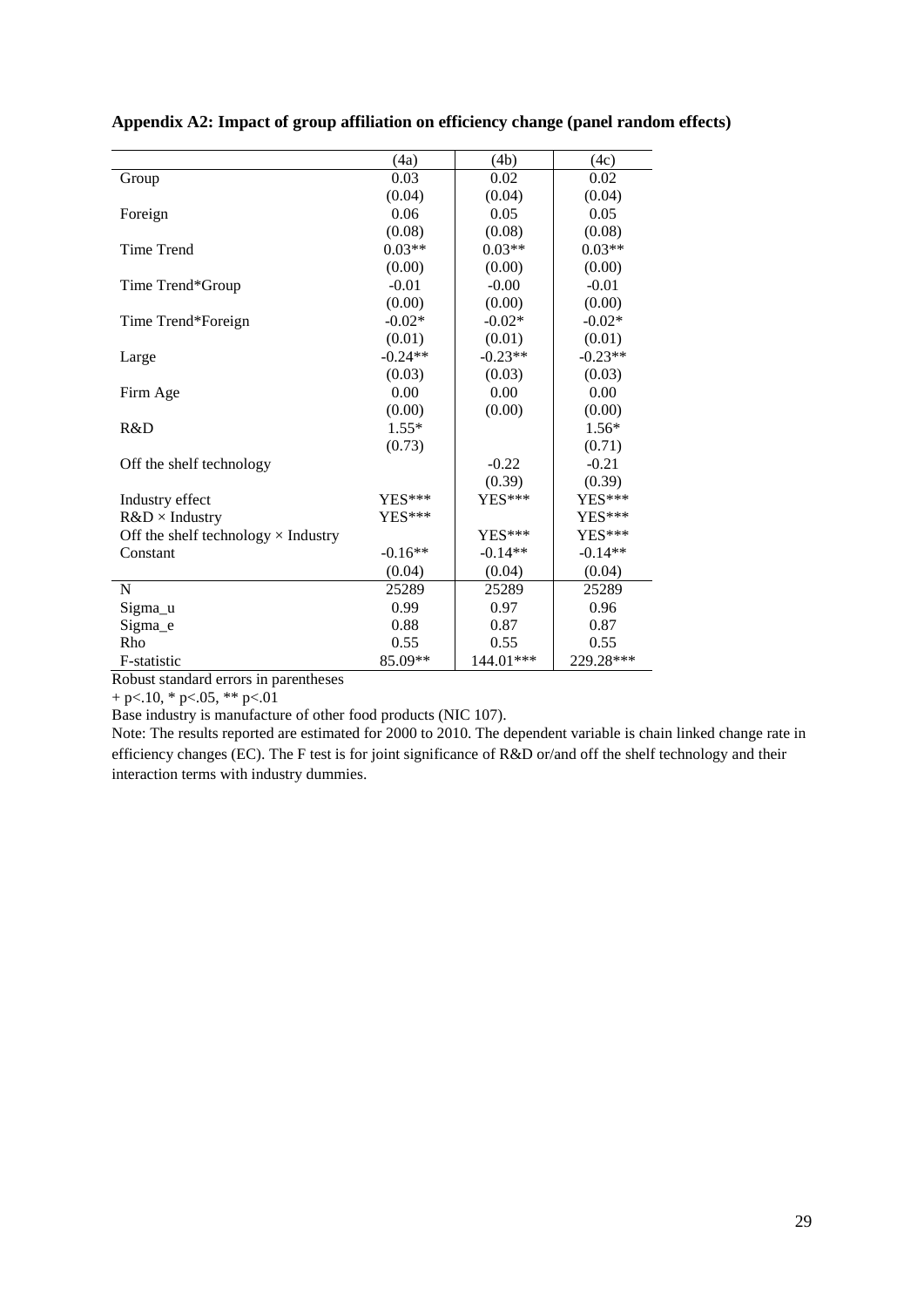**Appendix A2: Impact of group affiliation on efficiency change (panel random effects)**

| | (4a) | (4b) | (4c) |
|---|---|---|---|
| Group | 0.03 | 0.02 | 0.02 |
| | (0.04) | (0.04) | (0.04) |
| Foreign | 0.06 | 0.05 | 0.05 |
| | (0.08) | (0.08) | (0.08) |
| Time Trend | 0.03** | 0.03** | 0.03** |
| | (0.00) | (0.00) | (0.00) |
| Time Trend*Group | -0.01 | -0.00 | -0.01 |
| | (0.00) | (0.00) | (0.00) |
| Time Trend*Foreign | -0.02* | -0.02* | -0.02* |
| | (0.01) | (0.01) | (0.01) |
| Large | -0.24** | -0.23** | -0.23** |
| | (0.03) | (0.03) | (0.03) |
| Firm Age | 0.00 | 0.00 | 0.00 |
| | (0.00) | (0.00) | (0.00) |
| R&D | 1.55* | | 1.56* |
| | (0.73) | | (0.71) |
| Off the shelf technology | | -0.22 | -0.21 |
| | | (0.39) | (0.39) |
| Industry effect | YES*** | YES*** | YES*** |
| R&D × Industry | YES*** | | YES*** |
| Off the shelf technology × Industry | | YES*** | YES*** |
| Constant | -0.16** | -0.14** | -0.14** |
| | (0.04) | (0.04) | (0.04) |
| N | 25289 | 25289 | 25289 |
| Sigma_u | 0.99 | 0.97 | 0.96 |
| Sigma_e | 0.88 | 0.87 | 0.87 |
| Rho | 0.55 | 0.55 | 0.55 |
| F-statistic | 85.09** | 144.01*** | 229.28*** |

Robust standard errors in parentheses

+ p<.10, * p<.05, ** p<.01

Base industry is manufacture of other food products (NIC 107).

Note: The results reported are estimated for 2000 to 2010. The dependent variable is chain linked change rate in efficiency changes (EC). The F test is for joint significance of R&D or/and off the shelf technology and their interaction terms with industry dummies.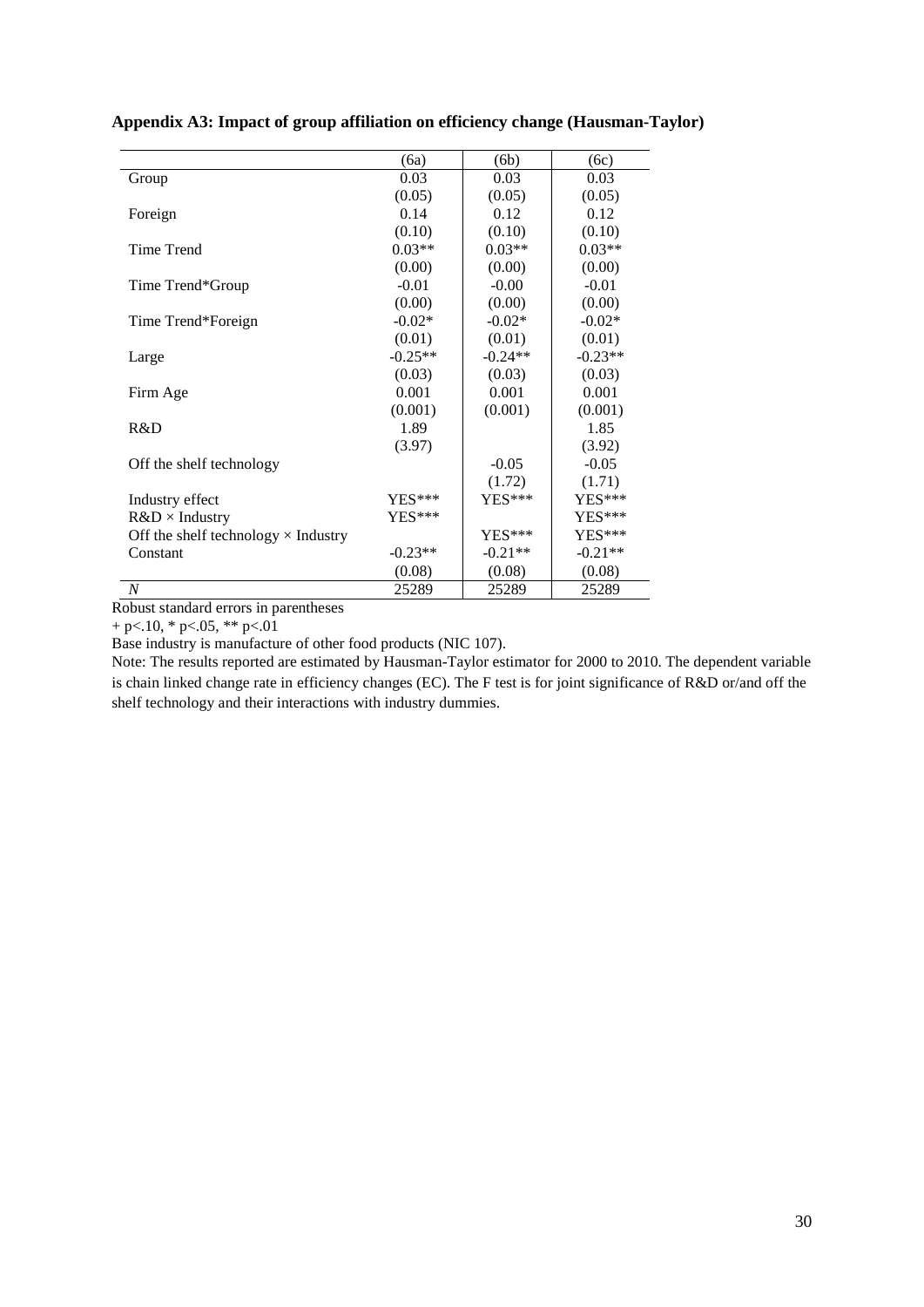**Appendix A3: Impact of group affiliation on efficiency change (Hausman-Taylor)**

| | (6a) | (6b) | (6c) |
|---|---|---|---|
| Group | 0.03 | 0.03 | 0.03 |
| | (0.05) | (0.05) | (0.05) |
| Foreign | 0.14 | 0.12 | 0.12 |
| | (0.10) | (0.10) | (0.10) |
| Time Trend | 0.03** | 0.03** | 0.03** |
| | (0.00) | (0.00) | (0.00) |
| Time Trend*Group | -0.01 | -0.00 | -0.01 |
| | (0.00) | (0.00) | (0.00) |
| Time Trend*Foreign | -0.02* | -0.02* | -0.02* |
| | (0.01) | (0.01) | (0.01) |
| Large | -0.25** | -0.24** | -0.23** |
| | (0.03) | (0.03) | (0.03) |
| Firm Age | 0.001 | 0.001 | 0.001 |
| | (0.001) | (0.001) | (0.001) |
| R&D | 1.89 | | 1.85 |
| | (3.97) | | (3.92) |
| Off the shelf technology | | -0.05 | -0.05 |
| | | (1.72) | (1.71) |
| Industry effect | YES*** | YES*** | YES*** |
| R&D × Industry | YES*** | | YES*** |
| Off the shelf technology × Industry | | YES*** | YES*** |
| Constant | -0.23** | -0.21** | -0.21** |
| | (0.08) | (0.08) | (0.08) |
| *N* | 25289 | 25289 | 25289 |

Robust standard errors in parentheses

+ p<.10, * p<.05, ** p<.01

Base industry is manufacture of other food products (NIC 107).

Note: The results reported are estimated by Hausman-Taylor estimator for 2000 to 2010. The dependent variable is chain linked change rate in efficiency changes (EC). The F test is for joint significance of R&D or/and off the shelf technology and their interactions with industry dummies.